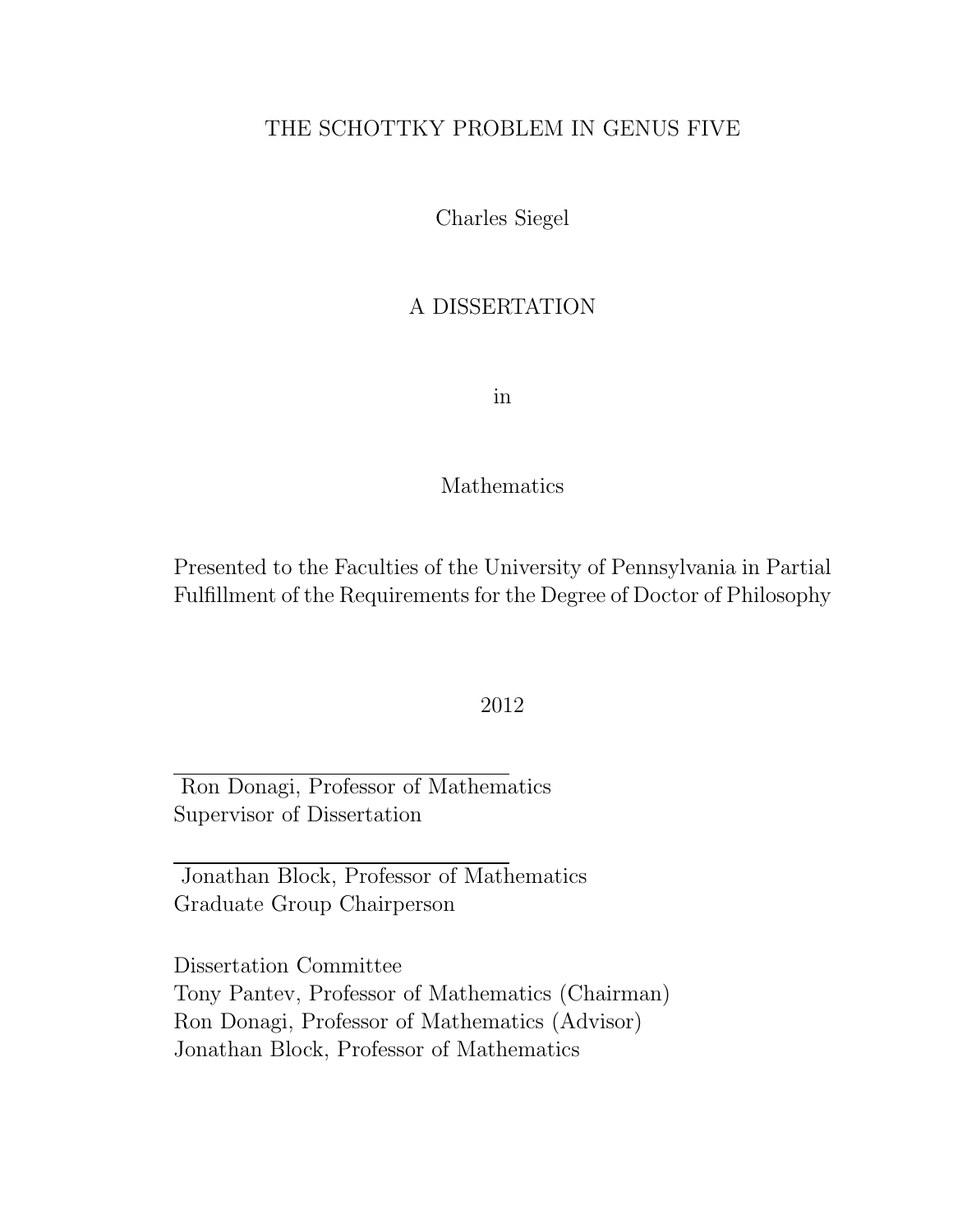# THE SCHOTTKY PROBLEM IN GENUS FIVE

Charles Siegel

A DISSERTATION

in

Mathematics

Presented to the Faculties of the University of Pennsylvania in Partial Fulfillment of the Requirements for the Degree of Doctor of Philosophy

2012

---

Ron Donagi, Professor of Mathematics
Supervisor of Dissertation

---

Jonathan Block, Professor of Mathematics
Graduate Group Chairperson

Dissertation Committee
Tony Pantev, Professor of Mathematics (Chairman)
Ron Donagi, Professor of Mathematics (Advisor)
Jonathan Block, Professor of Mathematics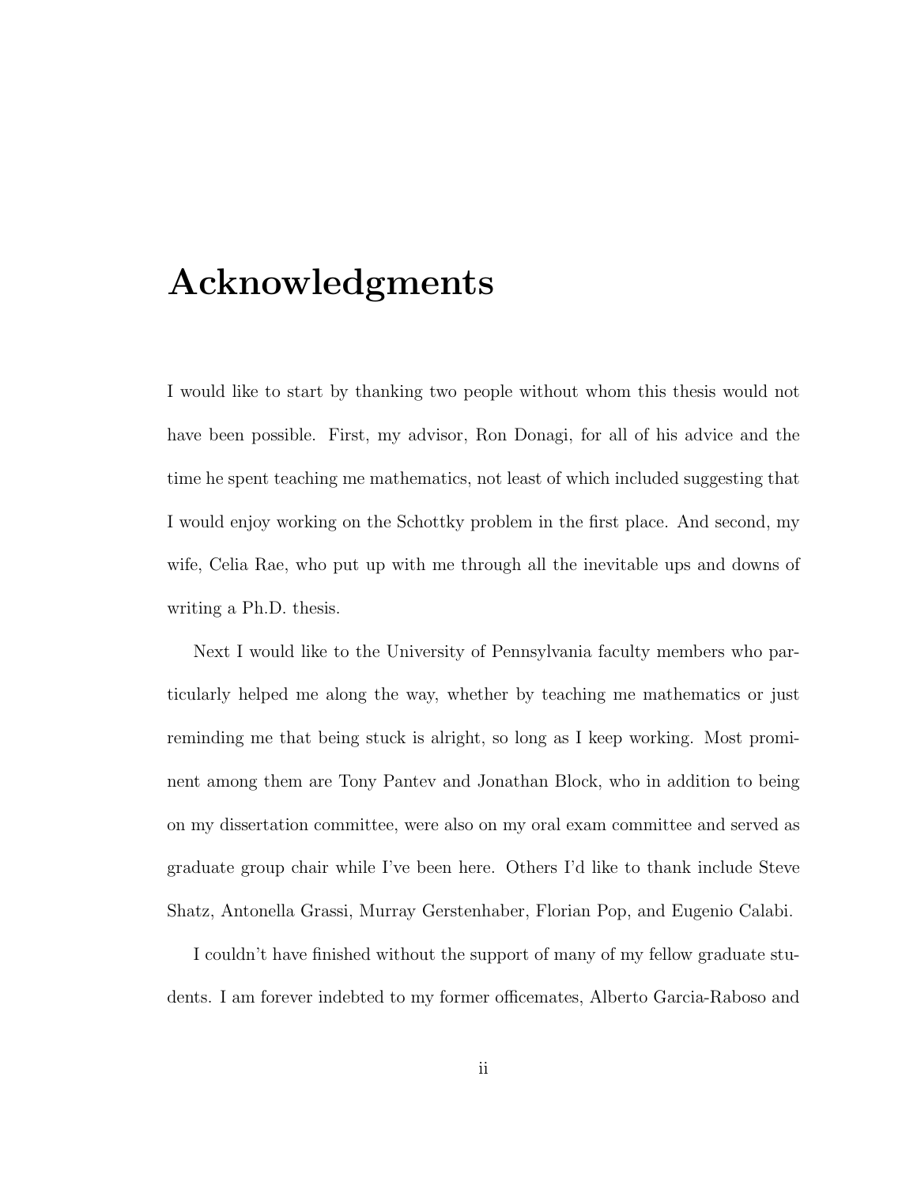# Acknowledgments

I would like to start by thanking two people without whom this thesis would not have been possible. First, my advisor, Ron Donagi, for all of his advice and the time he spent teaching me mathematics, not least of which included suggesting that I would enjoy working on the Schottky problem in the first place. And second, my wife, Celia Rae, who put up with me through all the inevitable ups and downs of writing a Ph.D. thesis.

Next I would like to the University of Pennsylvania faculty members who particularly helped me along the way, whether by teaching me mathematics or just reminding me that being stuck is alright, so long as I keep working. Most prominent among them are Tony Pantev and Jonathan Block, who in addition to being on my dissertation committee, were also on my oral exam committee and served as graduate group chair while I've been here. Others I'd like to thank include Steve Shatz, Antonella Grassi, Murray Gerstenhaber, Florian Pop, and Eugenio Calabi.

I couldn't have finished without the support of many of my fellow graduate students. I am forever indebted to my former officemates, Alberto Garcia-Raboso and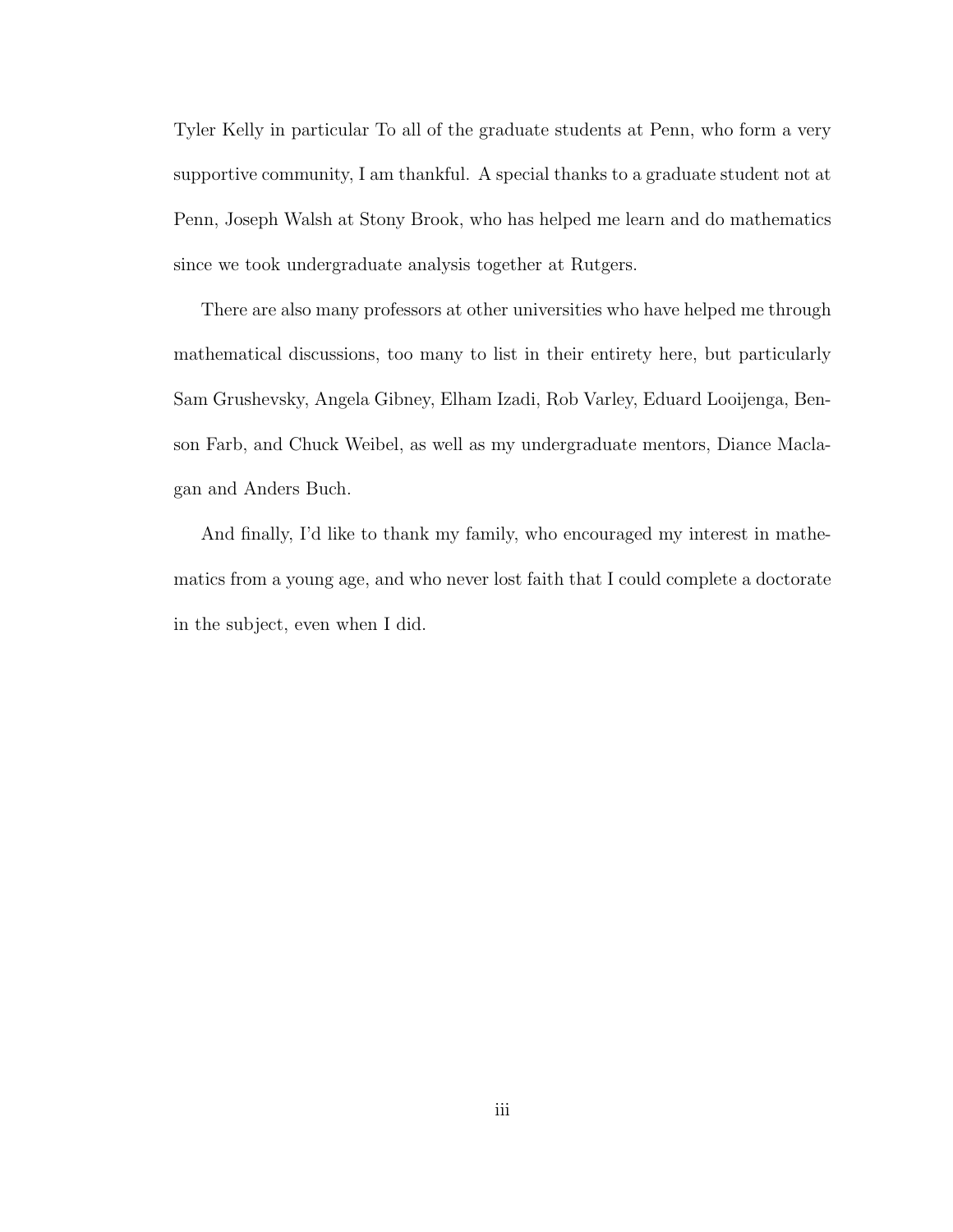Tyler Kelly in particular To all of the graduate students at Penn, who form a very supportive community, I am thankful. A special thanks to a graduate student not at Penn, Joseph Walsh at Stony Brook, who has helped me learn and do mathematics since we took undergraduate analysis together at Rutgers.

There are also many professors at other universities who have helped me through mathematical discussions, too many to list in their entirety here, but particularly Sam Grushevsky, Angela Gibney, Elham Izadi, Rob Varley, Eduard Looijenga, Benson Farb, and Chuck Weibel, as well as my undergraduate mentors, Diance Maclagan and Anders Buch.

And finally, I'd like to thank my family, who encouraged my interest in mathematics from a young age, and who never lost faith that I could complete a doctorate in the subject, even when I did.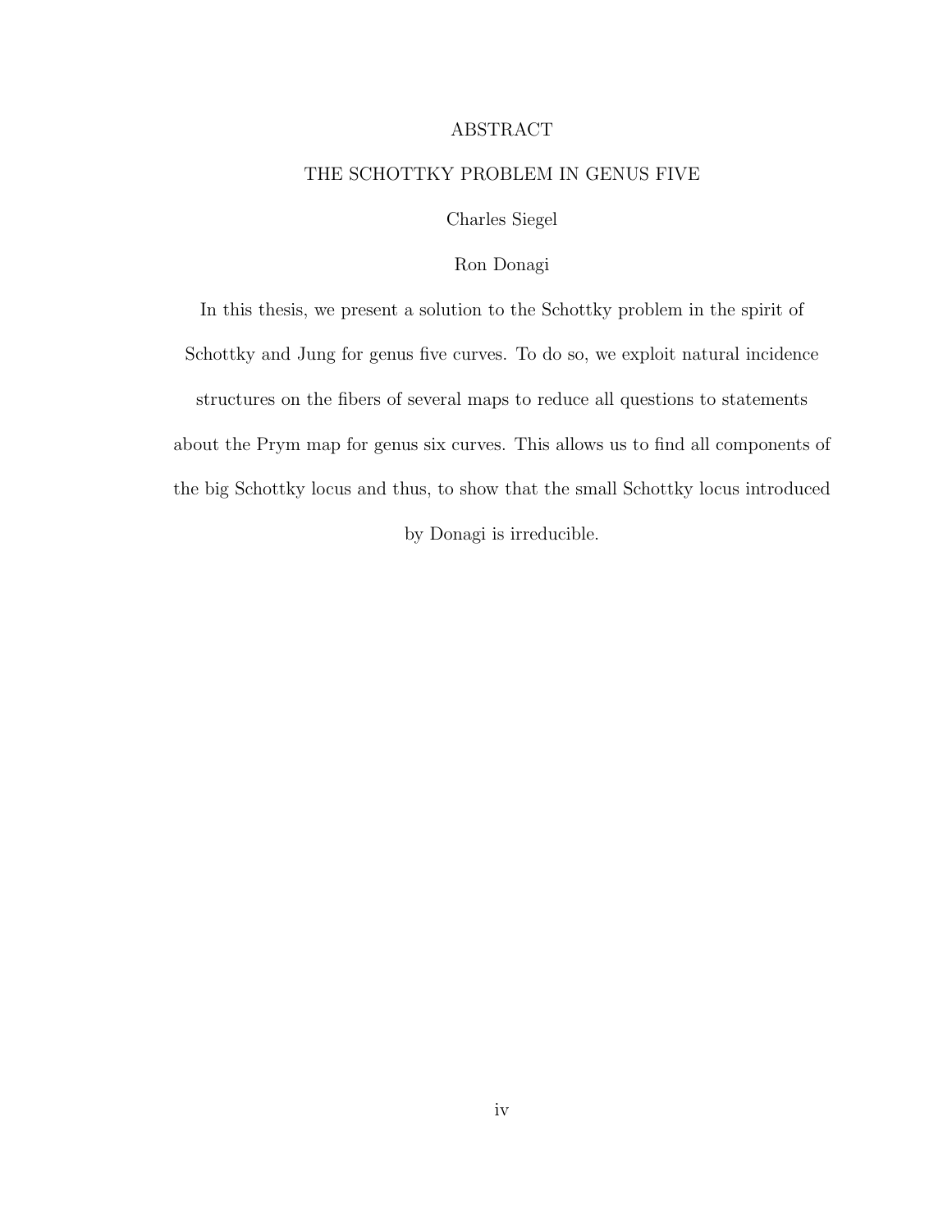# ABSTRACT

## THE SCHOTTKY PROBLEM IN GENUS FIVE

Charles Siegel

Ron Donagi

In this thesis, we present a solution to the Schottky problem in the spirit of Schottky and Jung for genus five curves. To do so, we exploit natural incidence structures on the fibers of several maps to reduce all questions to statements about the Prym map for genus six curves. This allows us to find all components of the big Schottky locus and thus, to show that the small Schottky locus introduced by Donagi is irreducible.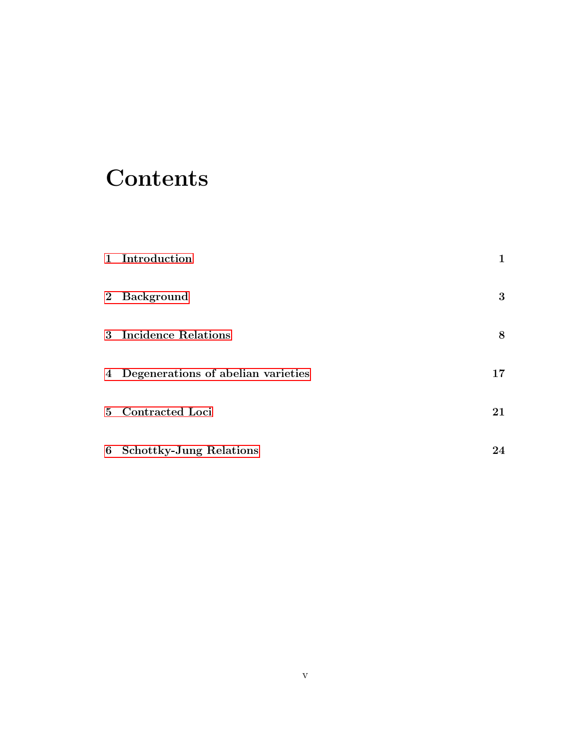# Contents

1 Introduction 1

2 Background 3

3 Incidence Relations 8

4 Degenerations of abelian varieties 17

5 Contracted Loci 21

6 Schottky-Jung Relations 24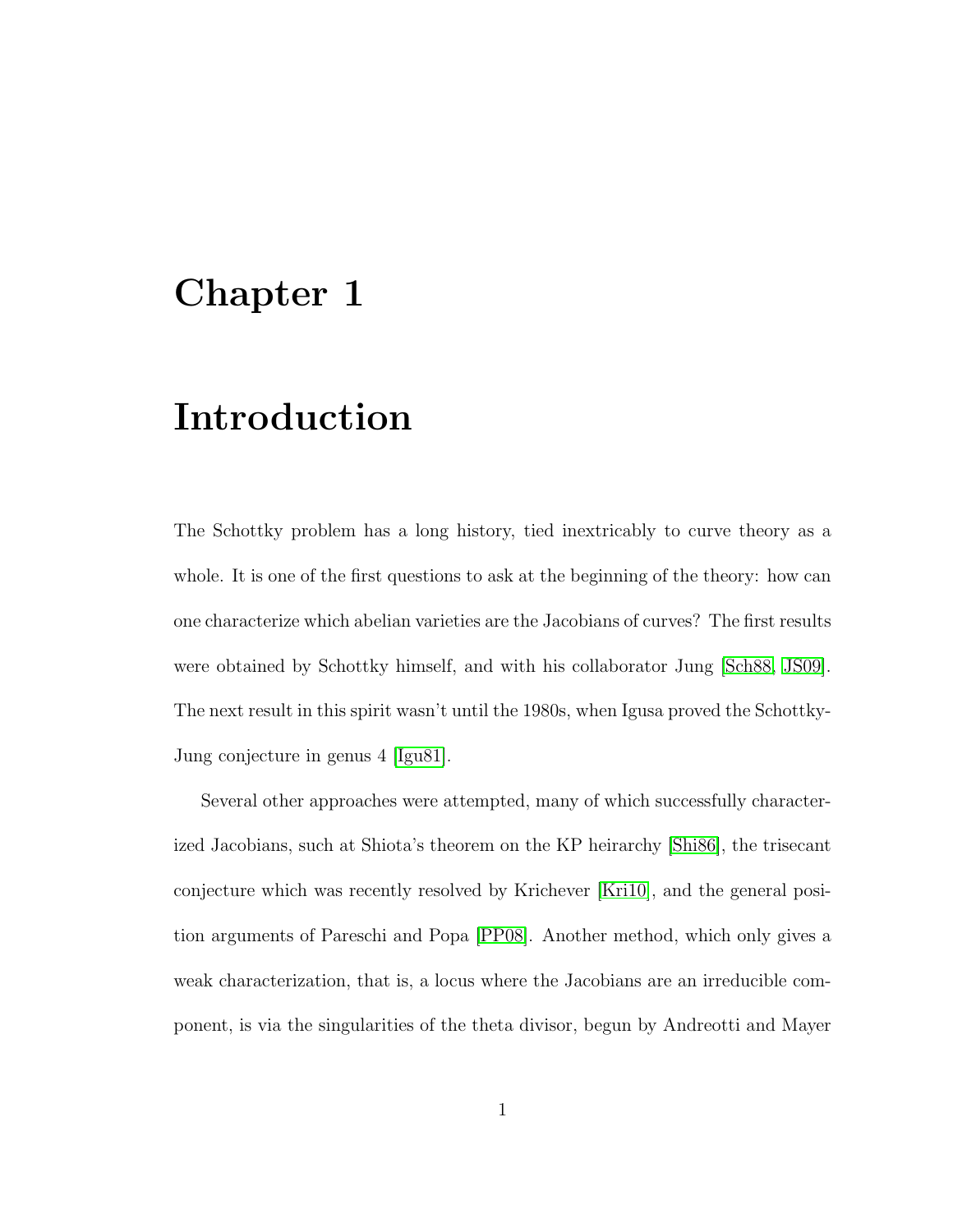# Chapter 1

# Introduction

The Schottky problem has a long history, tied inextricably to curve theory as a whole. It is one of the first questions to ask at the beginning of the theory: how can one characterize which abelian varieties are the Jacobians of curves? The first results were obtained by Schottky himself, and with his collaborator Jung [Sch88, JS09]. The next result in this spirit wasn't until the 1980s, when Igusa proved the Schottky-Jung conjecture in genus 4 [Igu81].

Several other approaches were attempted, many of which successfully characterized Jacobians, such at Shiota's theorem on the KP heirarchy [Shi86], the trisecant conjecture which was recently resolved by Krichever [Kri10], and the general position arguments of Pareschi and Popa [PP08]. Another method, which only gives a weak characterization, that is, a locus where the Jacobians are an irreducible component, is via the singularities of the theta divisor, begun by Andreotti and Mayer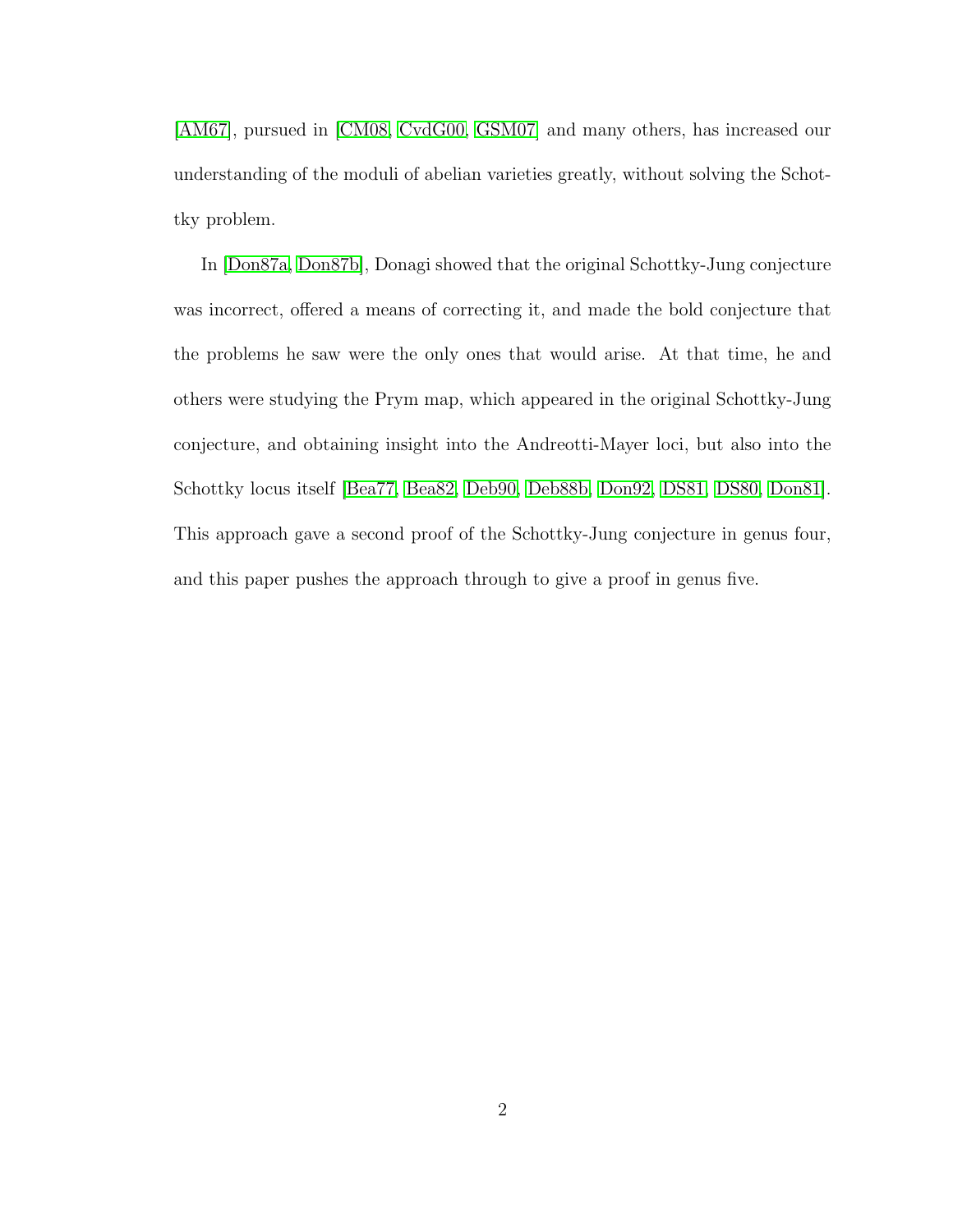[AM67], pursued in [CM08, CvdG00, GSM07] and many others, has increased our understanding of the moduli of abelian varieties greatly, without solving the Schottky problem.

In [Don87a, Don87b], Donagi showed that the original Schottky-Jung conjecture was incorrect, offered a means of correcting it, and made the bold conjecture that the problems he saw were the only ones that would arise. At that time, he and others were studying the Prym map, which appeared in the original Schottky-Jung conjecture, and obtaining insight into the Andreotti-Mayer loci, but also into the Schottky locus itself [Bea77, Bea82, Deb90, Deb88b, Don92, DS81, DS80, Don81]. This approach gave a second proof of the Schottky-Jung conjecture in genus four, and this paper pushes the approach through to give a proof in genus five.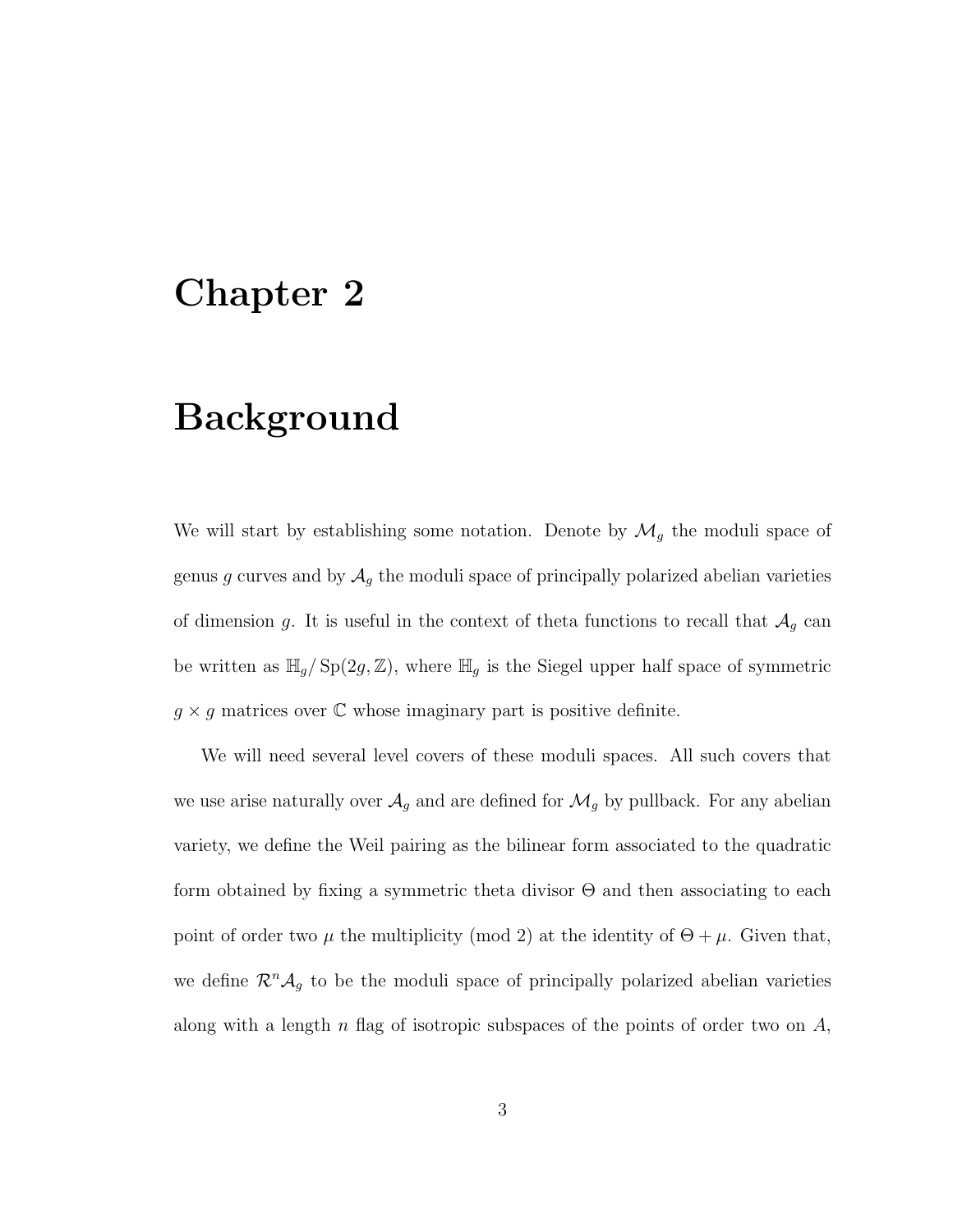# Chapter 2

# Background

We will start by establishing some notation. Denote by $\mathcal{M}_g$ the moduli space of genus $g$ curves and by $\mathcal{A}_g$ the moduli space of principally polarized abelian varieties of dimension $g$. It is useful in the context of theta functions to recall that $\mathcal{A}_g$ can be written as $\mathbb{H}_g/\operatorname{Sp}(2g,\mathbb{Z})$, where $\mathbb{H}_g$ is the Siegel upper half space of symmetric $g \times g$ matrices over $\mathbb{C}$ whose imaginary part is positive definite.

We will need several level covers of these moduli spaces. All such covers that we use arise naturally over $\mathcal{A}_g$ and are defined for $\mathcal{M}_g$ by pullback. For any abelian variety, we define the Weil pairing as the bilinear form associated to the quadratic form obtained by fixing a symmetric theta divisor $\Theta$ and then associating to each point of order two $\mu$ the multiplicity (mod 2) at the identity of $\Theta + \mu$. Given that, we define $\mathcal{R}^n\mathcal{A}_g$ to be the moduli space of principally polarized abelian varieties along with a length $n$ flag of isotropic subspaces of the points of order two on $A$,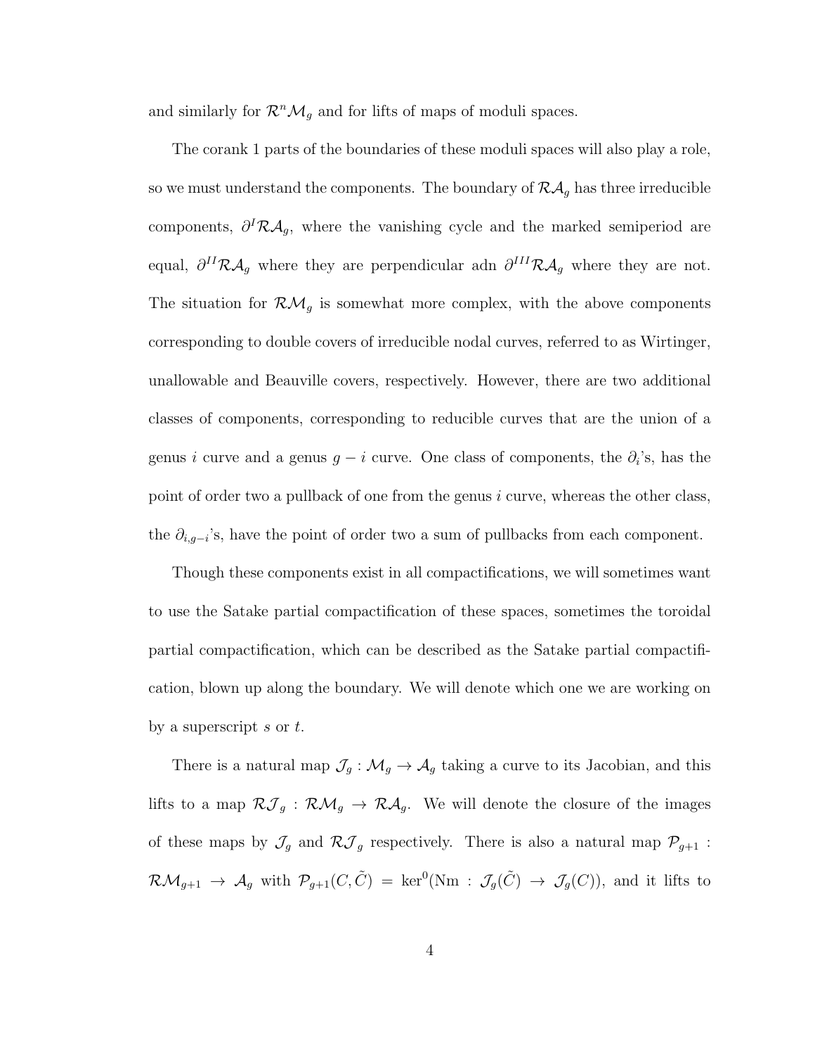and similarly for $\mathcal{R}^n\mathcal{M}_g$ and for lifts of maps of moduli spaces.

The corank 1 parts of the boundaries of these moduli spaces will also play a role, so we must understand the components. The boundary of $\mathcal{RA}_g$ has three irreducible components, $\partial^I\mathcal{RA}_g$, where the vanishing cycle and the marked semiperiod are equal, $\partial^{II}\mathcal{RA}_g$ where they are perpendicular adn $\partial^{III}\mathcal{RA}_g$ where they are not. The situation for $\mathcal{RM}_g$ is somewhat more complex, with the above components corresponding to double covers of irreducible nodal curves, referred to as Wirtinger, unallowable and Beauville covers, respectively. However, there are two additional classes of components, corresponding to reducible curves that are the union of a genus $i$ curve and a genus $g-i$ curve. One class of components, the $\partial_i$'s, has the point of order two a pullback of one from the genus $i$ curve, whereas the other class, the $\partial_{i,g-i}$'s, have the point of order two a sum of pullbacks from each component.

Though these components exist in all compactifications, we will sometimes want to use the Satake partial compactification of these spaces, sometimes the toroidal partial compactification, which can be described as the Satake partial compactification, blown up along the boundary. We will denote which one we are working on by a superscript $s$ or $t$.

There is a natural map $\mathcal{J}_g : \mathcal{M}_g \to \mathcal{A}_g$ taking a curve to its Jacobian, and this lifts to a map $\mathcal{RJ}_g : \mathcal{RM}_g \to \mathcal{RA}_g$. We will denote the closure of the images of these maps by $\mathcal{J}_g$ and $\mathcal{RJ}_g$ respectively. There is also a natural map $\mathcal{P}_{g+1}$ : $\mathcal{RM}_{g+1} \to \mathcal{A}_g$ with $\mathcal{P}_{g+1}(C, \tilde{C}) = \ker^0(\mathrm{Nm} : \mathcal{J}_g(\tilde{C}) \to \mathcal{J}_g(C))$, and it lifts to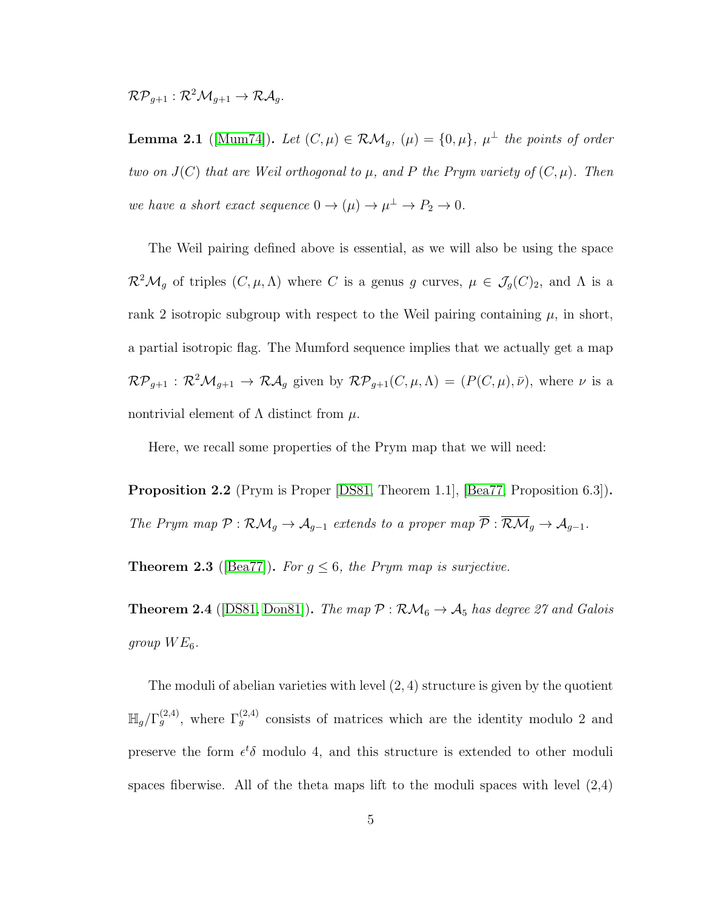$\mathcal{RP}_{g+1} : \mathcal{R}^2\mathcal{M}_{g+1} \to \mathcal{RA}_g$.

**Lemma 2.1** ([Mum74]). *Let $(C, \mu) \in \mathcal{RM}_g$, $(\mu) = \{0, \mu\}$, $\mu^\perp$ the points of order two on $J(C)$ that are Weil orthogonal to $\mu$, and $P$ the Prym variety of $(C, \mu)$. Then we have a short exact sequence $0 \to (\mu) \to \mu^\perp \to P_2 \to 0$.*

The Weil pairing defined above is essential, as we will also be using the space $\mathcal{R}^2\mathcal{M}_g$ of triples $(C, \mu, \Lambda)$ where $C$ is a genus $g$ curves, $\mu \in \mathcal{J}_g(C)_2$, and $\Lambda$ is a rank 2 isotropic subgroup with respect to the Weil pairing containing $\mu$, in short, a partial isotropic flag. The Mumford sequence implies that we actually get a map $\mathcal{RP}_{g+1} : \mathcal{R}^2\mathcal{M}_{g+1} \to \mathcal{RA}_g$ given by $\mathcal{RP}_{g+1}(C, \mu, \Lambda) = (P(C, \mu), \bar{\nu})$, where $\nu$ is a nontrivial element of $\Lambda$ distinct from $\mu$.

Here, we recall some properties of the Prym map that we will need:

**Proposition 2.2** (Prym is Proper [DS81, Theorem 1.1], [Bea77, Proposition 6.3]). *The Prym map $\mathcal{P} : \mathcal{RM}_g \to \mathcal{A}_{g-1}$ extends to a proper map $\overline{\mathcal{P}} : \overline{\mathcal{RM}}_g \to \mathcal{A}_{g-1}$.*

**Theorem 2.3** ([Bea77]). *For $g \leq 6$, the Prym map is surjective.*

**Theorem 2.4** ([DS81, Don81]). *The map $\mathcal{P} : \mathcal{RM}_6 \to \mathcal{A}_5$ has degree 27 and Galois group $WE_6$.*

The moduli of abelian varieties with level $(2, 4)$ structure is given by the quotient $\mathbb{H}_g/\Gamma_g^{(2,4)}$, where $\Gamma_g^{(2,4)}$ consists of matrices which are the identity modulo 2 and preserve the form $\epsilon^t\delta$ modulo 4, and this structure is extended to other moduli spaces fiberwise. All of the theta maps lift to the moduli spaces with level (2,4)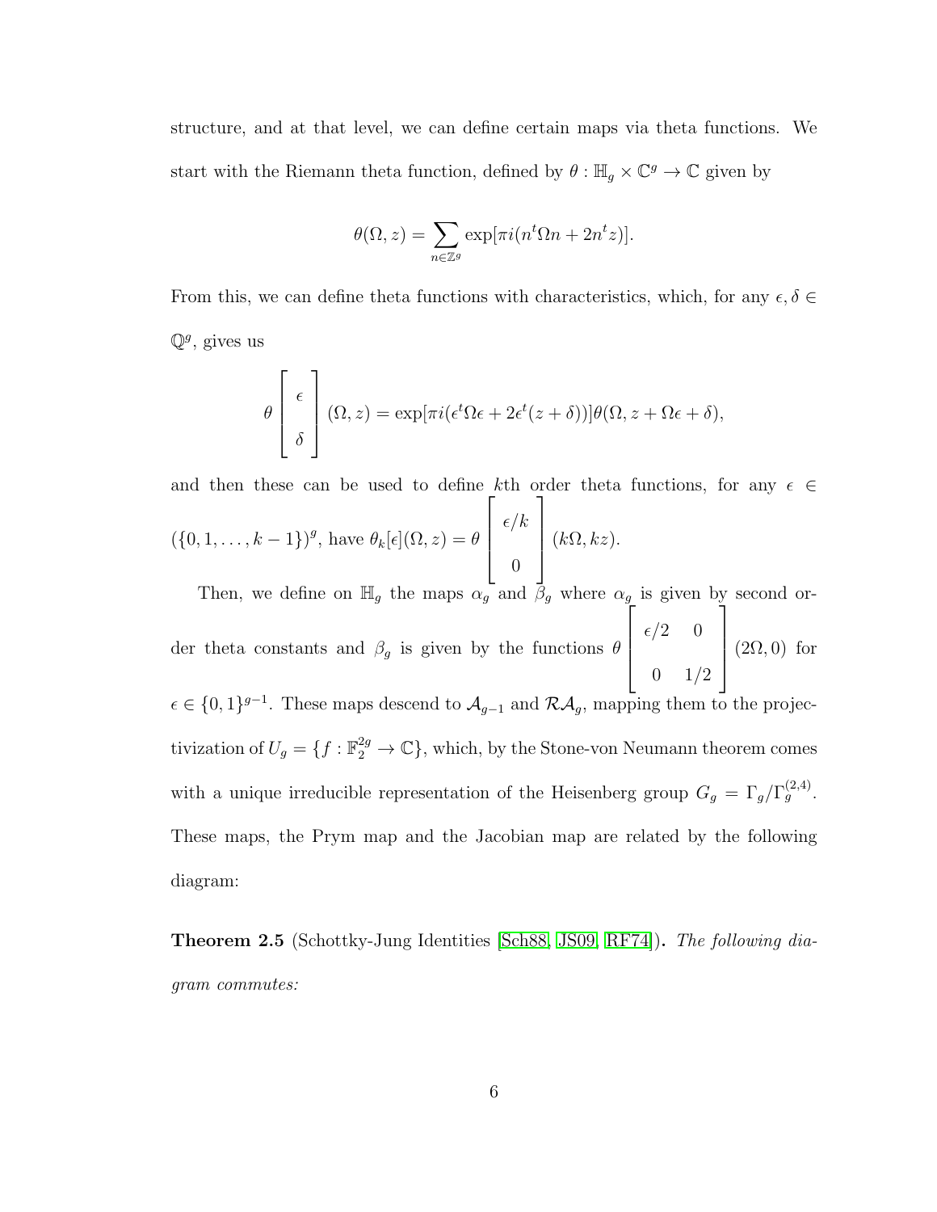structure, and at that level, we can define certain maps via theta functions. We start with the Riemann theta function, defined by $\theta : \mathbb{H}_g \times \mathbb{C}^g \to \mathbb{C}$ given by

$$\theta(\Omega, z) = \sum_{n \in \mathbb{Z}^g} \exp[\pi i(n^t \Omega n + 2n^t z)].$$

From this, we can define theta functions with characteristics, which, for any $\epsilon, \delta \in \mathbb{Q}^g$, gives us

$$\theta \begin{bmatrix} \epsilon \\ \delta \end{bmatrix} (\Omega, z) = \exp[\pi i(\epsilon^t \Omega \epsilon + 2\epsilon^t (z + \delta))] \theta(\Omega, z + \Omega\epsilon + \delta),$$

and then these can be used to define $k$th order theta functions, for any $\epsilon \in (\{0, 1, \ldots, k-1\})^g$, have $\theta_k[\epsilon](\Omega, z) = \theta \begin{bmatrix} \epsilon/k \\ 0 \end{bmatrix} (k\Omega, kz)$.

Then, we define on $\mathbb{H}_g$ the maps $\alpha_g$ and $\beta_g$ where $\alpha_g$ is given by second order theta constants and $\beta_g$ is given by the functions $\theta \begin{bmatrix} \epsilon/2 & 0 \\ 0 & 1/2 \end{bmatrix} (2\Omega, 0)$ for $\epsilon \in \{0, 1\}^{g-1}$. These maps descend to $\mathcal{A}_{g-1}$ and $\mathcal{RA}_g$, mapping them to the projectivization of $U_g = \{f : \mathbb{F}_2^{2g} \to \mathbb{C}\}$, which, by the Stone-von Neumann theorem comes with a unique irreducible representation of the Heisenberg group $G_g = \Gamma_g / \Gamma_g^{(2,4)}$. These maps, the Prym map and the Jacobian map are related by the following diagram:

**Theorem 2.5** (Schottky-Jung Identities [Sch88, JS09, RF74])**.** *The following diagram commutes:*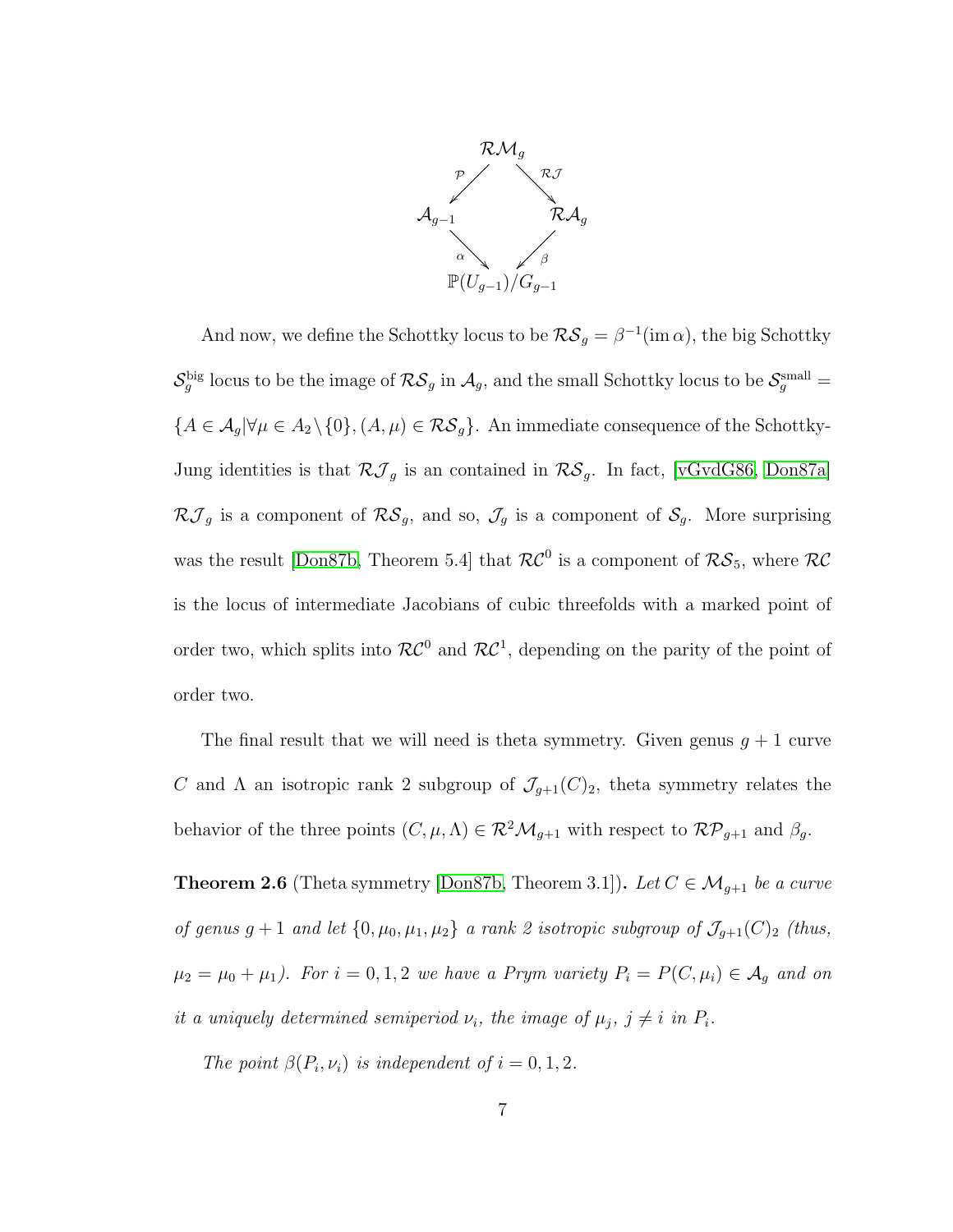$$
\begin{array}{ccccc}
 & & \mathcal{RM}_g & & \\
 & \overset{\mathcal{P}}{\swarrow} & & \overset{\mathcal{RJ}}{\searrow} & \\
\mathcal{A}_{g-1} & & & & \mathcal{RA}_g \\
 & \underset{\alpha}{\searrow} & & \underset{\beta}{\swarrow} & \\
 & & \mathbb{P}(U_{g-1})/G_{g-1} & &
\end{array}
$$

And now, we define the Schottky locus to be $\mathcal{RS}_g = \beta^{-1}(\operatorname{im}\alpha)$, the big Schottky $\mathcal{S}_g^{\text{big}}$ locus to be the image of $\mathcal{RS}_g$ in $\mathcal{A}_g$, and the small Schottky locus to be $\mathcal{S}_g^{\text{small}} = \{A \in \mathcal{A}_g | \forall \mu \in A_2 \setminus \{0\}, (A, \mu) \in \mathcal{RS}_g\}$. An immediate consequence of the Schottky-Jung identities is that $\mathcal{RJ}_g$ is an contained in $\mathcal{RS}_g$. In fact, [vGvdG86, Don87a] $\mathcal{RJ}_g$ is a component of $\mathcal{RS}_g$, and so, $\mathcal{J}_g$ is a component of $\mathcal{S}_g$. More surprising was the result [Don87b, Theorem 5.4] that $\mathcal{RC}^0$ is a component of $\mathcal{RS}_5$, where $\mathcal{RC}$ is the locus of intermediate Jacobians of cubic threefolds with a marked point of order two, which splits into $\mathcal{RC}^0$ and $\mathcal{RC}^1$, depending on the parity of the point of order two.

The final result that we will need is theta symmetry. Given genus $g+1$ curve $C$ and $\Lambda$ an isotropic rank 2 subgroup of $\mathcal{J}_{g+1}(C)_2$, theta symmetry relates the behavior of the three points $(C, \mu, \Lambda) \in \mathcal{R}^2\mathcal{M}_{g+1}$ with respect to $\mathcal{RP}_{g+1}$ and $\beta_g$.

**Theorem 2.6** (Theta symmetry [Don87b, Theorem 3.1])**.** *Let $C \in \mathcal{M}_{g+1}$ be a curve of genus $g+1$ and let $\{0, \mu_0, \mu_1, \mu_2\}$ a rank 2 isotropic subgroup of $\mathcal{J}_{g+1}(C)_2$ (thus, $\mu_2 = \mu_0 + \mu_1$). For $i = 0, 1, 2$ we have a Prym variety $P_i = P(C, \mu_i) \in \mathcal{A}_g$ and on it a uniquely determined semiperiod $\nu_i$, the image of $\mu_j$, $j \neq i$ in $P_i$.*

*The point $\beta(P_i, \nu_i)$ is independent of $i = 0, 1, 2$.*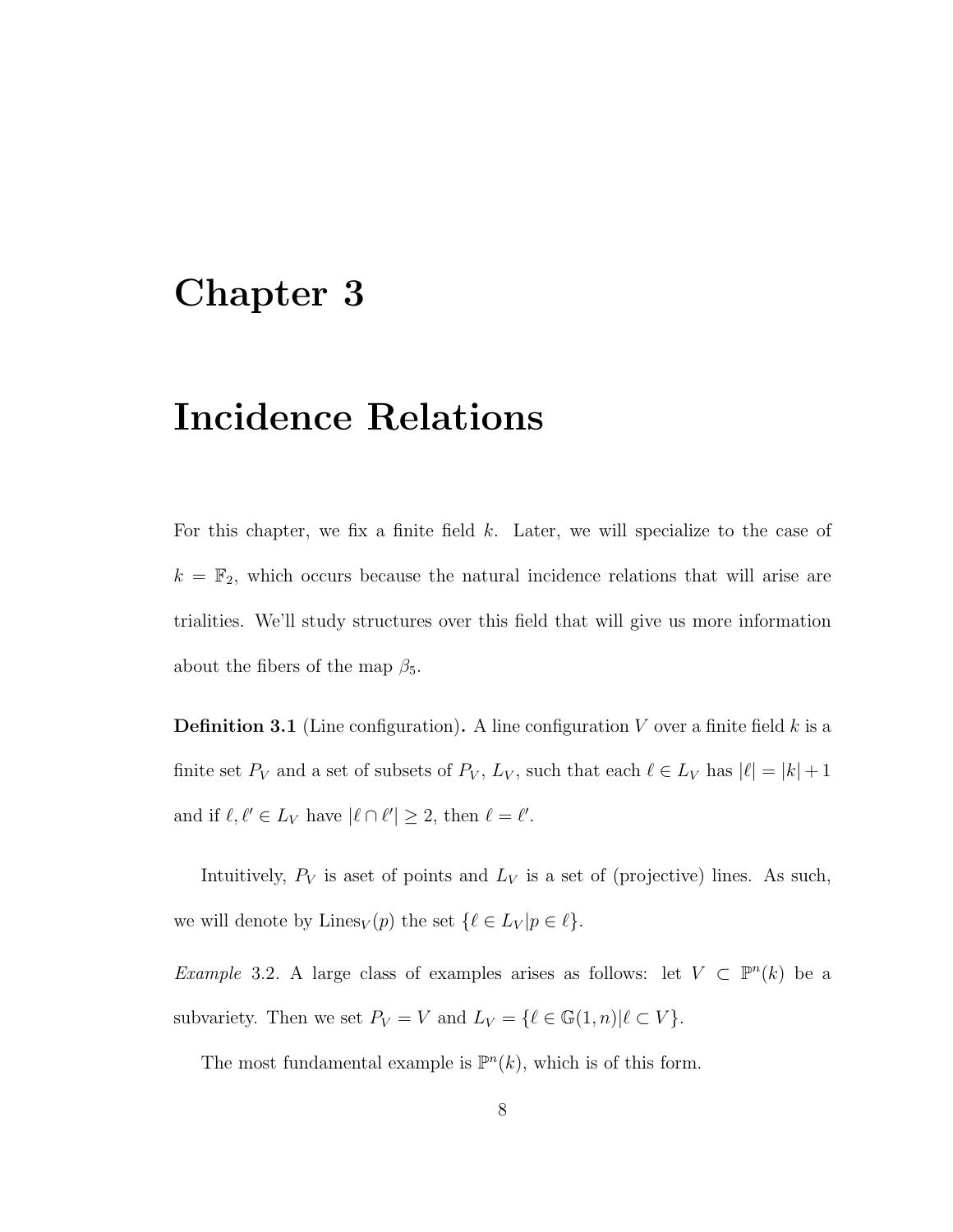# Chapter 3

# Incidence Relations

For this chapter, we fix a finite field $k$. Later, we will specialize to the case of $k = \mathbb{F}_2$, which occurs because the natural incidence relations that will arise are trialities. We'll study structures over this field that will give us more information about the fibers of the map $\beta_5$.

**Definition 3.1** (Line configuration)**.** A line configuration $V$ over a finite field $k$ is a finite set $P_V$ and a set of subsets of $P_V$, $L_V$, such that each $\ell \in L_V$ has $|\ell| = |k| + 1$ and if $\ell, \ell' \in L_V$ have $|\ell \cap \ell'| \geq 2$, then $\ell = \ell'$.

Intuitively, $P_V$ is aset of points and $L_V$ is a set of (projective) lines. As such, we will denote by $\text{Lines}_V(p)$ the set $\{\ell \in L_V | p \in \ell\}$.

*Example* 3.2. A large class of examples arises as follows: let $V \subset \mathbb{P}^n(k)$ be a subvariety. Then we set $P_V = V$ and $L_V = \{\ell \in \mathbb{G}(1, n) | \ell \subset V\}$.

The most fundamental example is $\mathbb{P}^n(k)$, which is of this form.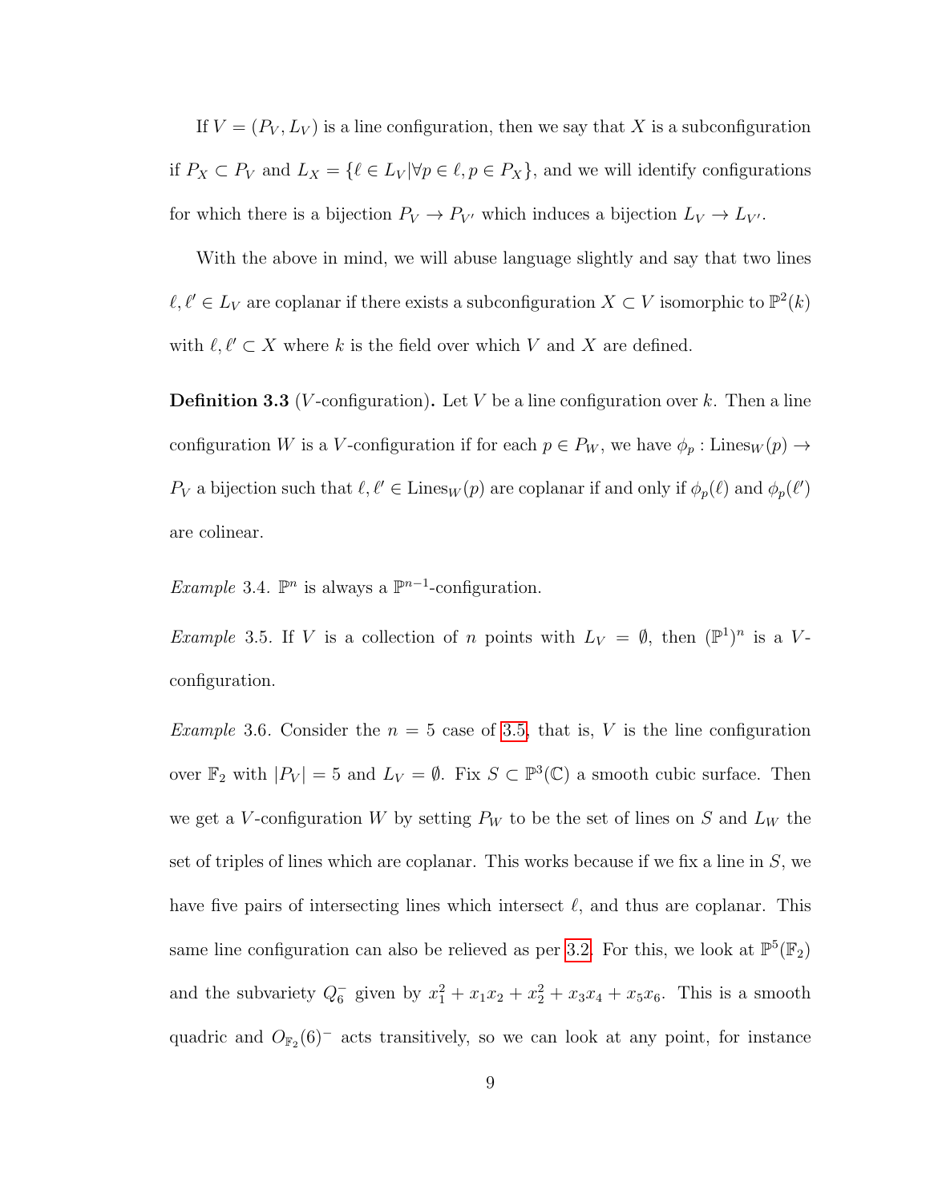If $V = (P_V, L_V)$ is a line configuration, then we say that $X$ is a subconfiguration if $P_X \subset P_V$ and $L_X = \{\ell \in L_V | \forall p \in \ell, p \in P_X\}$, and we will identify configurations for which there is a bijection $P_V \to P_{V'}$ which induces a bijection $L_V \to L_{V'}$.

With the above in mind, we will abuse language slightly and say that two lines $\ell, \ell' \in L_V$ are coplanar if there exists a subconfiguration $X \subset V$ isomorphic to $\mathbb{P}^2(k)$ with $\ell, \ell' \subset X$ where $k$ is the field over which $V$ and $X$ are defined.

**Definition 3.3** ($V$-configuration)**.** Let $V$ be a line configuration over $k$. Then a line configuration $W$ is a $V$-configuration if for each $p \in P_W$, we have $\phi_p : \text{Lines}_W(p) \to P_V$ a bijection such that $\ell, \ell' \in \text{Lines}_W(p)$ are coplanar if and only if $\phi_p(\ell)$ and $\phi_p(\ell')$ are colinear.

*Example* 3.4. $\mathbb{P}^n$ is always a $\mathbb{P}^{n-1}$-configuration.

*Example* 3.5. If $V$ is a collection of $n$ points with $L_V = \emptyset$, then $(\mathbb{P}^1)^n$ is a $V$-configuration.

*Example* 3.6. Consider the $n = 5$ case of 3.5, that is, $V$ is the line configuration over $\mathbb{F}_2$ with $|P_V| = 5$ and $L_V = \emptyset$. Fix $S \subset \mathbb{P}^3(\mathbb{C})$ a smooth cubic surface. Then we get a $V$-configuration $W$ by setting $P_W$ to be the set of lines on $S$ and $L_W$ the set of triples of lines which are coplanar. This works because if we fix a line in $S$, we have five pairs of intersecting lines which intersect $\ell$, and thus are coplanar. This same line configuration can also be relieved as per 3.2. For this, we look at $\mathbb{P}^5(\mathbb{F}_2)$ and the subvariety $Q_6^-$ given by $x_1^2 + x_1x_2 + x_2^2 + x_3x_4 + x_5x_6$. This is a smooth quadric and $O_{\mathbb{F}_2}(6)^-$ acts transitively, so we can look at any point, for instance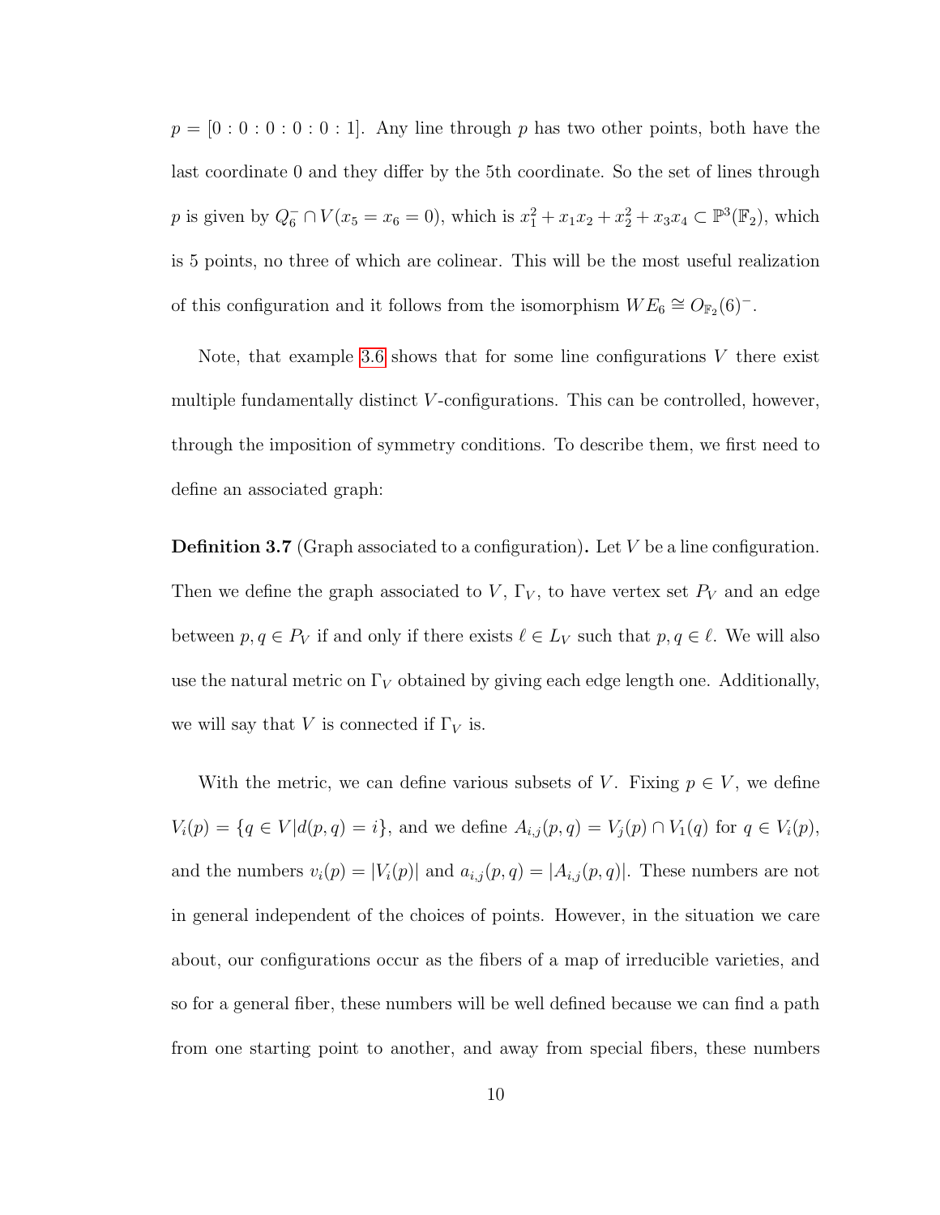$p = [0:0:0:0:0:1]$. Any line through $p$ has two other points, both have the last coordinate 0 and they differ by the 5th coordinate. So the set of lines through $p$ is given by $Q_6^- \cap V(x_5 = x_6 = 0)$, which is $x_1^2 + x_1x_2 + x_2^2 + x_3x_4 \subset \mathbb{P}^3(\mathbb{F}_2)$, which is 5 points, no three of which are colinear. This will be the most useful realization of this configuration and it follows from the isomorphism $WE_6 \cong O_{\mathbb{F}_2}(6)^-$.

Note, that example 3.6 shows that for some line configurations $V$ there exist multiple fundamentally distinct $V$-configurations. This can be controlled, however, through the imposition of symmetry conditions. To describe them, we first need to define an associated graph:

**Definition 3.7** (Graph associated to a configuration)**.** Let $V$ be a line configuration. Then we define the graph associated to $V$, $\Gamma_V$, to have vertex set $P_V$ and an edge between $p, q \in P_V$ if and only if there exists $\ell \in L_V$ such that $p, q \in \ell$. We will also use the natural metric on $\Gamma_V$ obtained by giving each edge length one. Additionally, we will say that $V$ is connected if $\Gamma_V$ is.

With the metric, we can define various subsets of $V$. Fixing $p \in V$, we define $V_i(p) = \{q \in V | d(p, q) = i\}$, and we define $A_{i,j}(p, q) = V_j(p) \cap V_1(q)$ for $q \in V_i(p)$, and the numbers $v_i(p) = |V_i(p)|$ and $a_{i,j}(p, q) = |A_{i,j}(p, q)|$. These numbers are not in general independent of the choices of points. However, in the situation we care about, our configurations occur as the fibers of a map of irreducible varieties, and so for a general fiber, these numbers will be well defined because we can find a path from one starting point to another, and away from special fibers, these numbers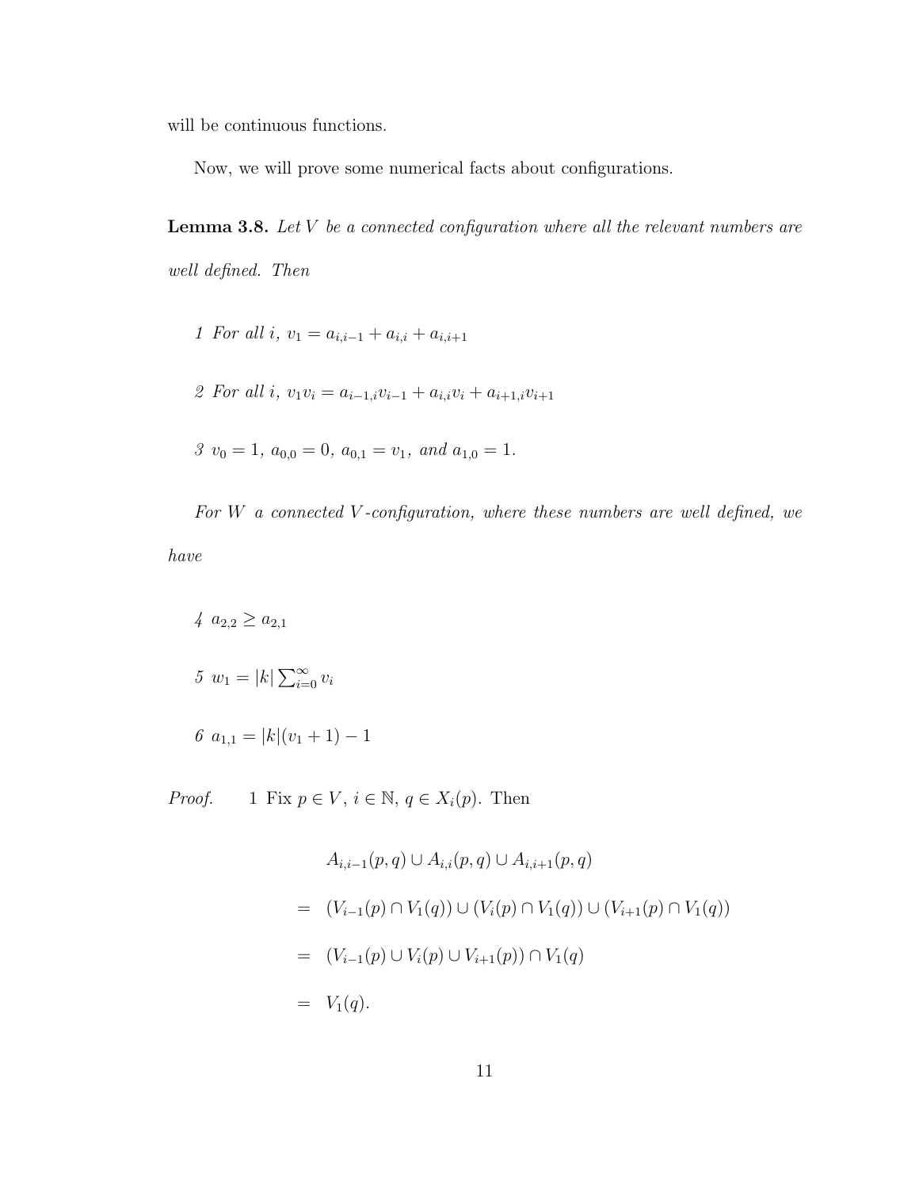will be continuous functions.

Now, we will prove some numerical facts about configurations.

**Lemma 3.8.** *Let $V$ be a connected configuration where all the relevant numbers are well defined. Then*

*1 For all $i$, $v_1 = a_{i,i-1} + a_{i,i} + a_{i,i+1}$*

*2 For all $i$, $v_1 v_i = a_{i-1,i} v_{i-1} + a_{i,i} v_i + a_{i+1,i} v_{i+1}$*

*3 $v_0 = 1$, $a_{0,0} = 0$, $a_{0,1} = v_1$, and $a_{1,0} = 1$.*

*For $W$ a connected $V$-configuration, where these numbers are well defined, we have*

*4 $a_{2,2} \geq a_{2,1}$*

*5 $w_1 = |k| \sum_{i=0}^{\infty} v_i$*

*6 $a_{1,1} = |k|(v_1 + 1) - 1$*

*Proof.* 1 Fix $p \in V$, $i \in \mathbb{N}$, $q \in X_i(p)$. Then

$$
\begin{aligned}
& A_{i,i-1}(p,q) \cup A_{i,i}(p,q) \cup A_{i,i+1}(p,q) \\
= \; & (V_{i-1}(p) \cap V_1(q)) \cup (V_i(p) \cap V_1(q)) \cup (V_{i+1}(p) \cap V_1(q)) \\
= \; & (V_{i-1}(p) \cup V_i(p) \cup V_{i+1}(p)) \cap V_1(q) \\
= \; & V_1(q).
\end{aligned}
$$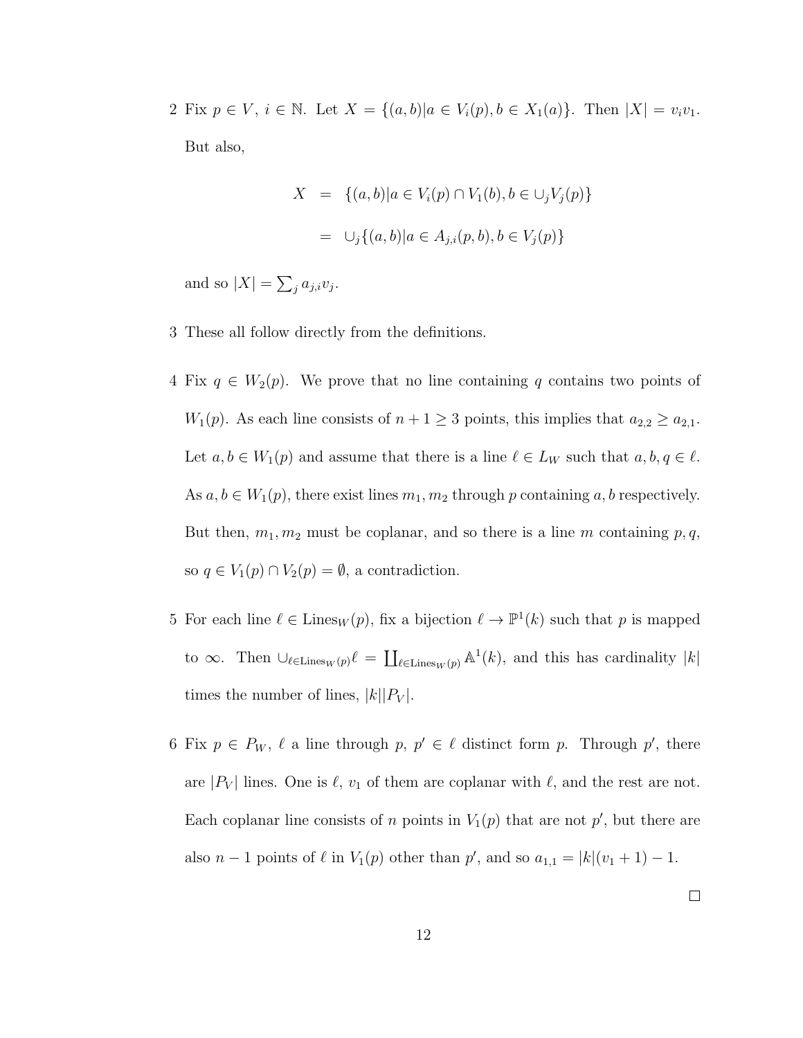2 Fix $p \in V$, $i \in \mathbb{N}$. Let $X = \{(a,b) | a \in V_i(p), b \in X_1(a)\}$. Then $|X| = v_i v_1$. But also,

$$
\begin{aligned}
X &= \{(a,b) | a \in V_i(p) \cap V_1(b), b \in \cup_j V_j(p)\} \\
&= \cup_j \{(a,b) | a \in A_{j,i}(p,b), b \in V_j(p)\}
\end{aligned}
$$

and so $|X| = \sum_j a_{j,i} v_j$.

3 These all follow directly from the definitions.

4 Fix $q \in W_2(p)$. We prove that no line containing $q$ contains two points of $W_1(p)$. As each line consists of $n+1 \geq 3$ points, this implies that $a_{2,2} \geq a_{2,1}$. Let $a, b \in W_1(p)$ and assume that there is a line $\ell \in L_W$ such that $a, b, q \in \ell$. As $a, b \in W_1(p)$, there exist lines $m_1, m_2$ through $p$ containing $a, b$ respectively. But then, $m_1, m_2$ must be coplanar, and so there is a line $m$ containing $p, q$, so $q \in V_1(p) \cap V_2(p) = \emptyset$, a contradiction.

5 For each line $\ell \in \mathrm{Lines}_W(p)$, fix a bijection $\ell \to \mathbb{P}^1(k)$ such that $p$ is mapped to $\infty$. Then $\cup_{\ell \in \mathrm{Lines}_W(p)} \ell = \coprod_{\ell \in \mathrm{Lines}_W(p)} \mathbb{A}^1(k)$, and this has cardinality $|k|$ times the number of lines, $|k||P_V|$.

6 Fix $p \in P_W$, $\ell$ a line through $p$, $p' \in \ell$ distinct form $p$. Through $p'$, there are $|P_V|$ lines. One is $\ell$, $v_1$ of them are coplanar with $\ell$, and the rest are not. Each coplanar line consists of $n$ points in $V_1(p)$ that are not $p'$, but there are also $n-1$ points of $\ell$ in $V_1(p)$ other than $p'$, and so $a_{1,1} = |k|(v_1+1) - 1$.

$\square$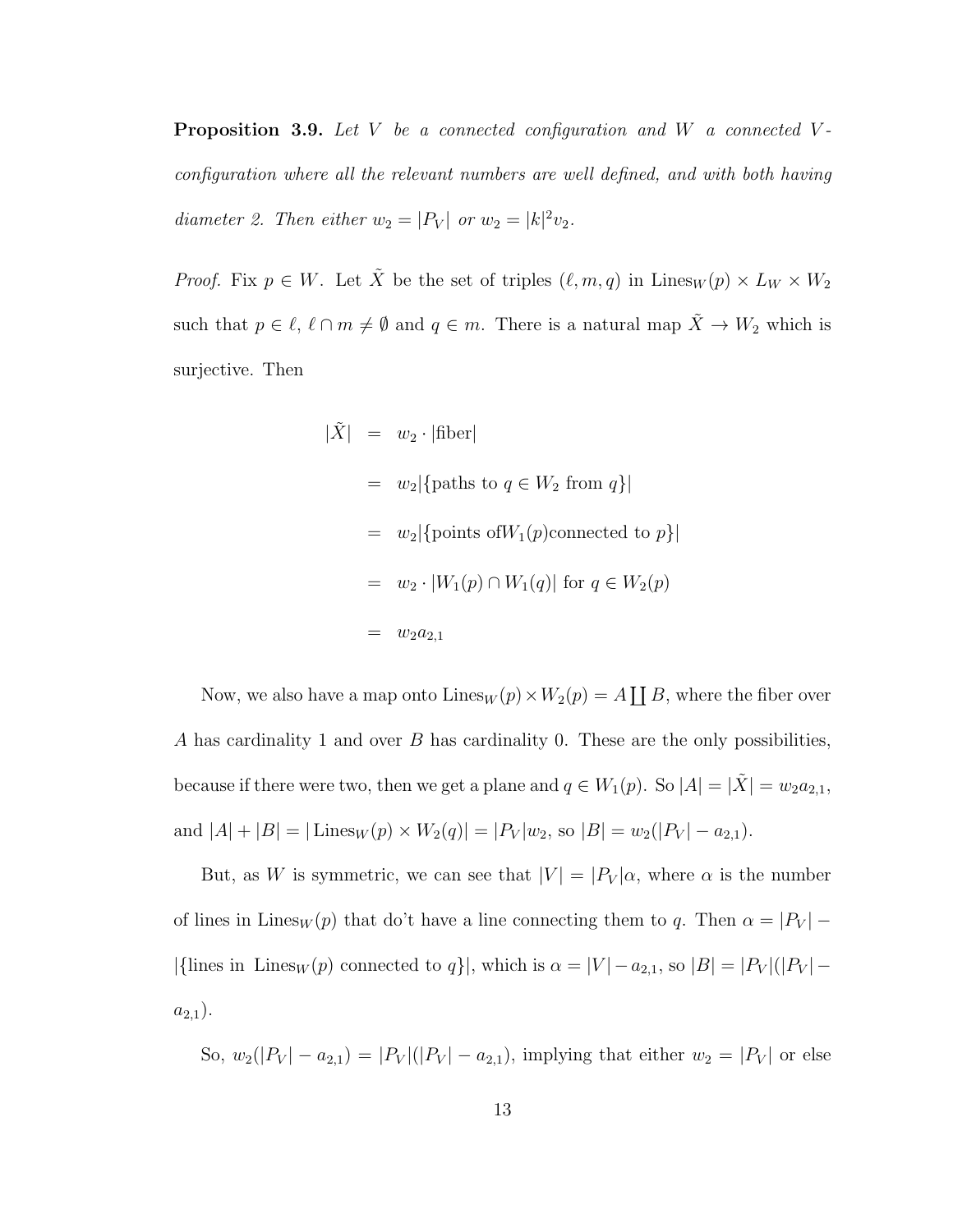**Proposition 3.9.** *Let $V$ be a connected configuration and $W$ a connected $V$-configuration where all the relevant numbers are well defined, and with both having diameter 2. Then either $w_2 = |P_V|$ or $w_2 = |k|^2 v_2$.*

*Proof.* Fix $p \in W$. Let $\tilde{X}$ be the set of triples $(\ell, m, q)$ in $\text{Lines}_W(p) \times L_W \times W_2$ such that $p \in \ell$, $\ell \cap m \neq \emptyset$ and $q \in m$. There is a natural map $\tilde{X} \to W_2$ which is surjective. Then

$$
\begin{aligned}
|\tilde{X}| &= w_2 \cdot |\text{fiber}| \\
&= w_2 |\{\text{paths to } q \in W_2 \text{ from } q\}| \\
&= w_2 |\{\text{points of} W_1(p) \text{connected to } p\}| \\
&= w_2 \cdot |W_1(p) \cap W_1(q)| \text{ for } q \in W_2(p) \\
&= w_2 a_{2,1}
\end{aligned}
$$

Now, we also have a map onto $\text{Lines}_W(p) \times W_2(p) = A \coprod B$, where the fiber over $A$ has cardinality 1 and over $B$ has cardinality 0. These are the only possibilities, because if there were two, then we get a plane and $q \in W_1(p)$. So $|A| = |\tilde{X}| = w_2 a_{2,1}$, and $|A| + |B| = |\text{Lines}_W(p) \times W_2(q)| = |P_V| w_2$, so $|B| = w_2(|P_V| - a_{2,1})$.

But, as $W$ is symmetric, we can see that $|V| = |P_V|\alpha$, where $\alpha$ is the number of lines in $\text{Lines}_W(p)$ that don't have a line connecting them to $q$. Then $\alpha = |P_V| - |\{\text{lines in } \text{Lines}_W(p) \text{ connected to } q\}|$, which is $\alpha = |V| - a_{2,1}$, so $|B| = |P_V|(|P_V| - a_{2,1})$.

So, $w_2(|P_V| - a_{2,1}) = |P_V|(|P_V| - a_{2,1})$, implying that either $w_2 = |P_V|$ or else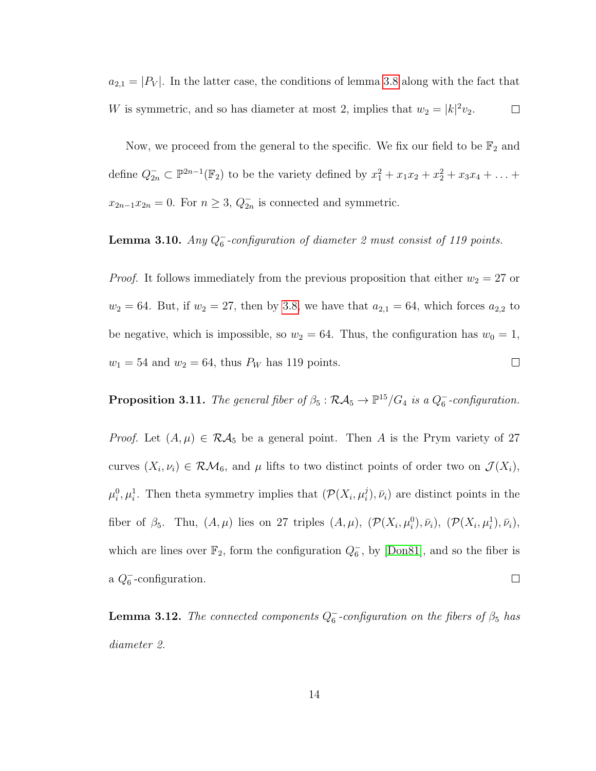$a_{2,1} = |P_V|$. In the latter case, the conditions of lemma 3.8 along with the fact that $W$ is symmetric, and so has diameter at most 2, implies that $w_2 = |k|^2 v_2$. $\square$

Now, we proceed from the general to the specific. We fix our field to be $\mathbb{F}_2$ and define $Q_{2n}^- \subset \mathbb{P}^{2n-1}(\mathbb{F}_2)$ to be the variety defined by $x_1^2 + x_1x_2 + x_2^2 + x_3x_4 + \ldots + x_{2n-1}x_{2n} = 0$. For $n \geq 3$, $Q_{2n}^-$ is connected and symmetric.

**Lemma 3.10.** *Any $Q_6^-$-configuration of diameter 2 must consist of 119 points.*

*Proof.* It follows immediately from the previous proposition that either $w_2 = 27$ or $w_2 = 64$. But, if $w_2 = 27$, then by 3.8, we have that $a_{2,1} = 64$, which forces $a_{2,2}$ to be negative, which is impossible, so $w_2 = 64$. Thus, the configuration has $w_0 = 1$, $w_1 = 54$ and $w_2 = 64$, thus $P_W$ has 119 points. $\square$

**Proposition 3.11.** *The general fiber of $\beta_5 : \mathcal{RA}_5 \to \mathbb{P}^{15}/G_4$ is a $Q_6^-$-configuration.*

*Proof.* Let $(A, \mu) \in \mathcal{RA}_5$ be a general point. Then $A$ is the Prym variety of 27 curves $(X_i, \nu_i) \in \mathcal{RM}_6$, and $\mu$ lifts to two distinct points of order two on $\mathcal{J}(X_i)$, $\mu_i^0, \mu_i^1$. Then theta symmetry implies that $(\mathcal{P}(X_i, \mu_i^j), \bar{\nu}_i)$ are distinct points in the fiber of $\beta_5$. Thu, $(A, \mu)$ lies on 27 triples $(A, \mu)$, $(\mathcal{P}(X_i, \mu_i^0), \bar{\nu}_i)$, $(\mathcal{P}(X_i, \mu_i^1), \bar{\nu}_i)$, which are lines over $\mathbb{F}_2$, form the configuration $Q_6^-$, by [Don81], and so the fiber is a $Q_6^-$-configuration. $\square$

**Lemma 3.12.** *The connected components $Q_6^-$-configuration on the fibers of $\beta_5$ has diameter 2.*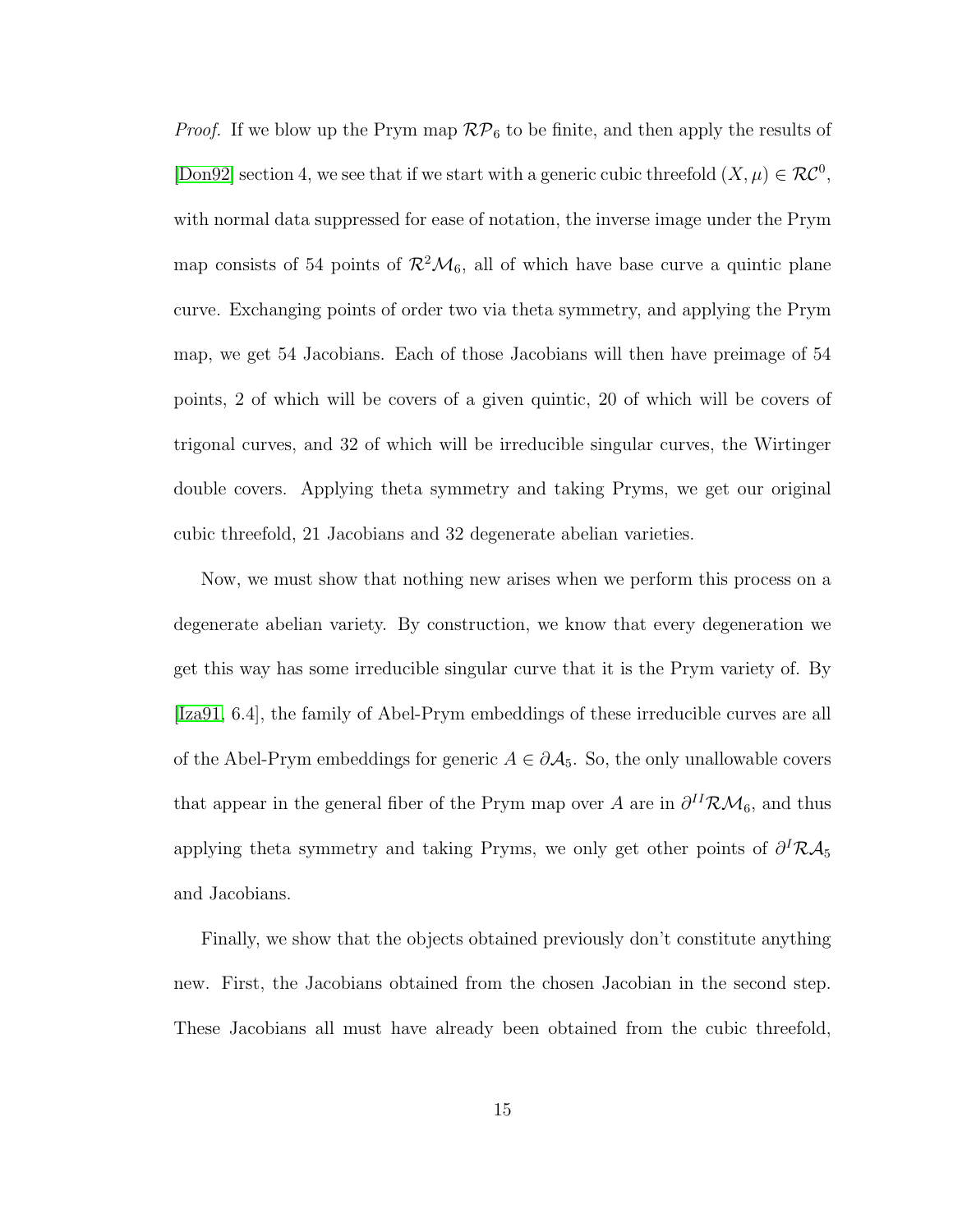*Proof.* If we blow up the Prym map $\mathcal{RP}_6$ to be finite, and then apply the results of [Don92] section 4, we see that if we start with a generic cubic threefold $(X, \mu) \in \mathcal{RC}^0$, with normal data suppressed for ease of notation, the inverse image under the Prym map consists of 54 points of $\mathcal{R}^2\mathcal{M}_6$, all of which have base curve a quintic plane curve. Exchanging points of order two via theta symmetry, and applying the Prym map, we get 54 Jacobians. Each of those Jacobians will then have preimage of 54 points, 2 of which will be covers of a given quintic, 20 of which will be covers of trigonal curves, and 32 of which will be irreducible singular curves, the Wirtinger double covers. Applying theta symmetry and taking Pryms, we get our original cubic threefold, 21 Jacobians and 32 degenerate abelian varieties.

Now, we must show that nothing new arises when we perform this process on a degenerate abelian variety. By construction, we know that every degeneration we get this way has some irreducible singular curve that it is the Prym variety of. By [Iza91, 6.4], the family of Abel-Prym embeddings of these irreducible curves are all of the Abel-Prym embeddings for generic $A \in \partial\mathcal{A}_5$. So, the only unallowable covers that appear in the general fiber of the Prym map over $A$ are in $\partial^{II}\mathcal{RM}_6$, and thus applying theta symmetry and taking Pryms, we only get other points of $\partial^{I}\mathcal{RA}_5$ and Jacobians.

Finally, we show that the objects obtained previously don't constitute anything new. First, the Jacobians obtained from the chosen Jacobian in the second step. These Jacobians all must have already been obtained from the cubic threefold,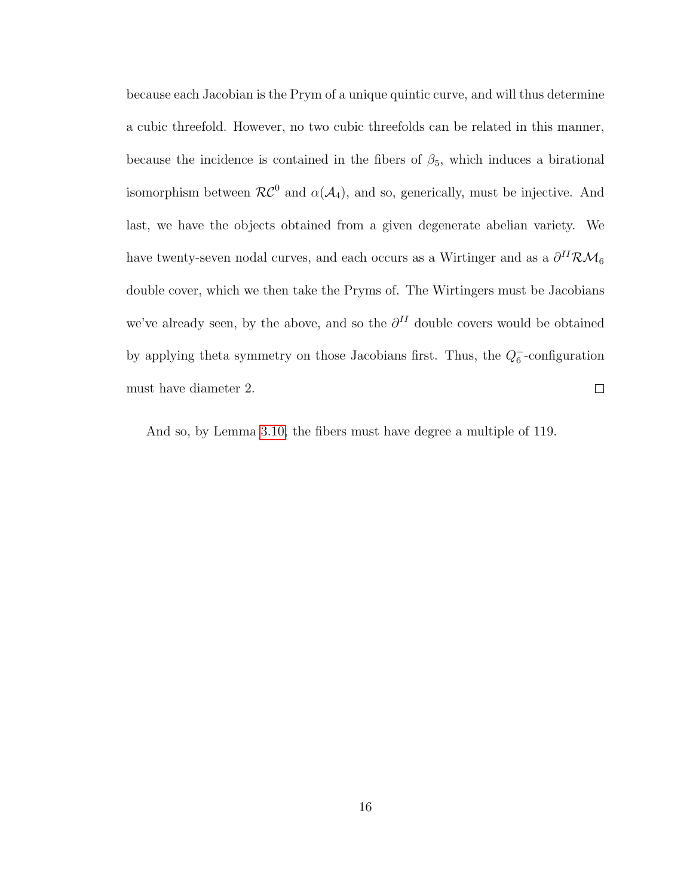because each Jacobian is the Prym of a unique quintic curve, and will thus determine a cubic threefold. However, no two cubic threefolds can be related in this manner, because the incidence is contained in the fibers of $\beta_5$, which induces a birational isomorphism between $\mathcal{RC}^0$ and $\alpha(\mathcal{A}_4)$, and so, generically, must be injective. And last, we have the objects obtained from a given degenerate abelian variety. We have twenty-seven nodal curves, and each occurs as a Wirtinger and as a $\partial^{II}\mathcal{RM}_6$ double cover, which we then take the Pryms of. The Wirtingers must be Jacobians we've already seen, by the above, and so the $\partial^{II}$ double covers would be obtained by applying theta symmetry on those Jacobians first. Thus, the $Q_6^-$-configuration must have diameter 2. $\square$

And so, by Lemma 3.10, the fibers must have degree a multiple of 119.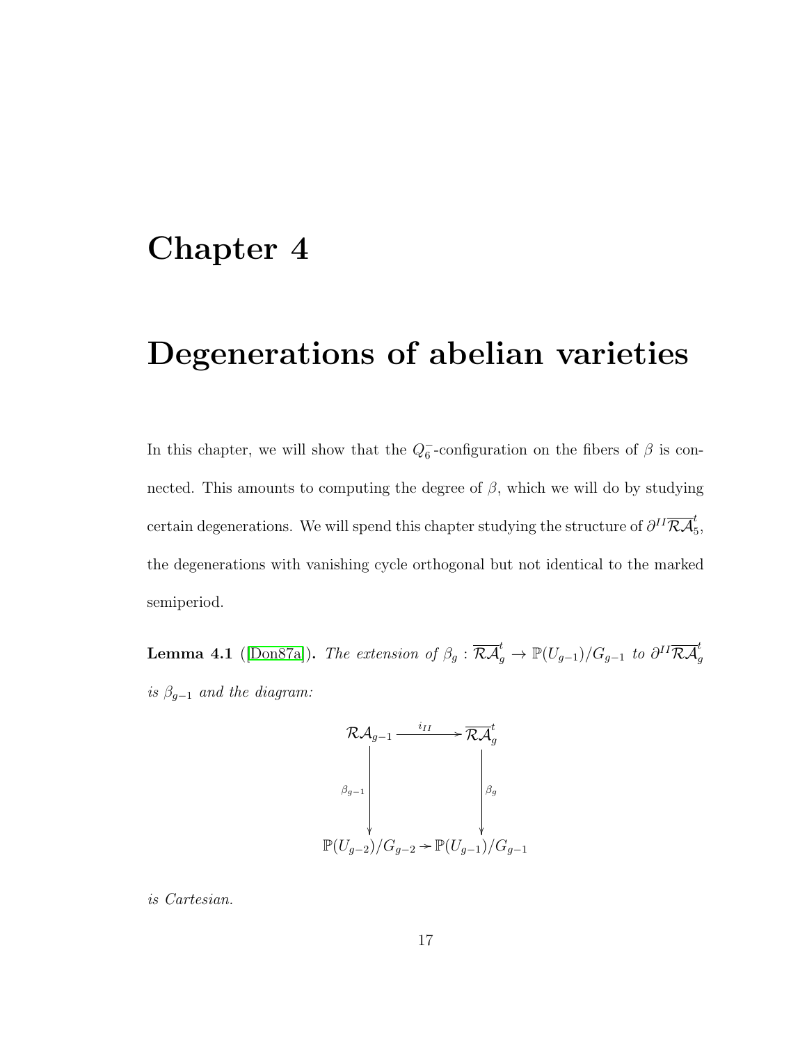# Chapter 4

# Degenerations of abelian varieties

In this chapter, we will show that the $Q_6^-$-configuration on the fibers of $\beta$ is connected. This amounts to computing the degree of $\beta$, which we will do by studying certain degenerations. We will spend this chapter studying the structure of $\partial^{II}\overline{\mathcal{RA}}_5^t$, the degenerations with vanishing cycle orthogonal but not identical to the marked semiperiod.

**Lemma 4.1** ([Don87a]). *The extension of $\beta_g : \overline{\mathcal{RA}}_g^t \to \mathbb{P}(U_{g-1})/G_{g-1}$ to $\partial^{II}\overline{\mathcal{RA}}_g^t$ is $\beta_{g-1}$ and the diagram:*

$$\begin{array}{ccc}
\mathcal{RA}_{g-1} & \xrightarrow{i_{II}} & \overline{\mathcal{RA}}_g^t \\
\downarrow{\scriptstyle \beta_{g-1}} & & \downarrow{\scriptstyle \beta_g} \\
\mathbb{P}(U_{g-2})/G_{g-2} & \longrightarrow & \mathbb{P}(U_{g-1})/G_{g-1}
\end{array}$$

*is Cartesian.*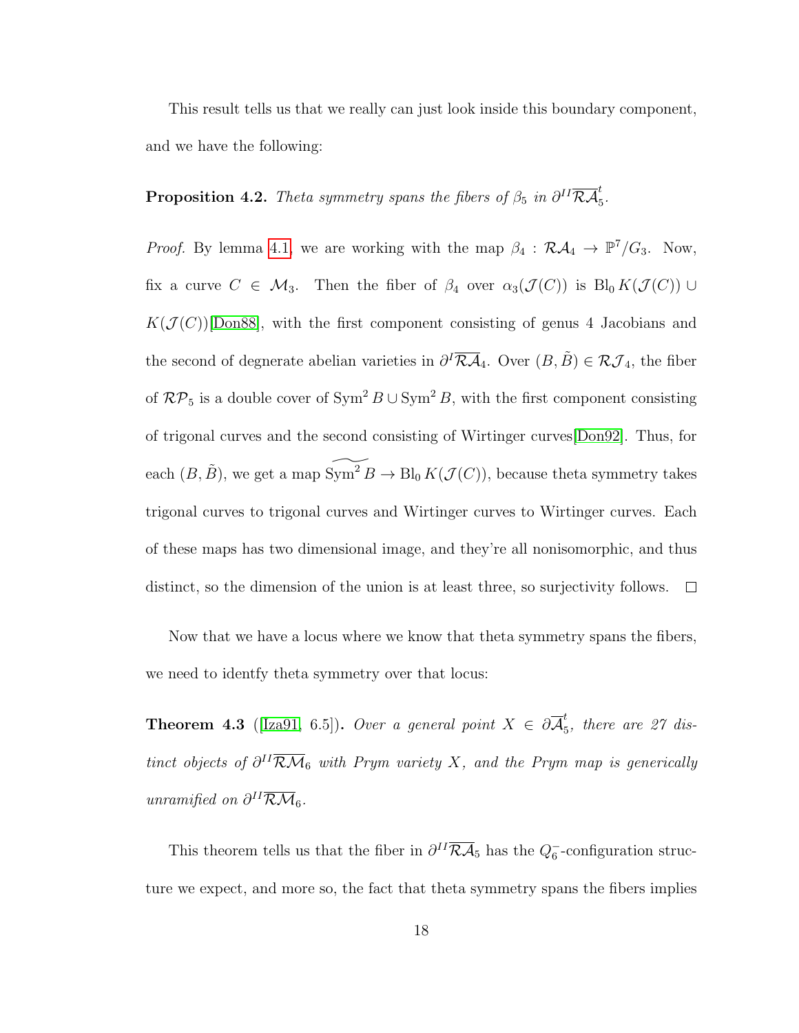This result tells us that we really can just look inside this boundary component, and we have the following:

**Proposition 4.2.** *Theta symmetry spans the fibers of $\beta_5$ in $\partial^{II}\overline{\mathcal{RA}}_5^t$.*

*Proof.* By lemma 4.1, we are working with the map $\beta_4 : \mathcal{RA}_4 \to \mathbb{P}^7/G_3$. Now, fix a curve $C \in \mathcal{M}_3$. Then the fiber of $\beta_4$ over $\alpha_3(\mathcal{J}(C))$ is $\mathrm{Bl}_0 K(\mathcal{J}(C)) \cup K(\mathcal{J}(C))$[Don88], with the first component consisting of genus 4 Jacobians and the second of degenerate abelian varieties in $\partial^I\overline{\mathcal{RA}}_4$. Over $(B, \tilde{B}) \in \mathcal{RJ}_4$, the fiber of $\mathcal{RP}_5$ is a double cover of $\mathrm{Sym}^2 B \cup \mathrm{Sym}^2 B$, with the first component consisting of trigonal curves and the second consisting of Wirtinger curves[Don92]. Thus, for each $(B, \tilde{B})$, we get a map $\widetilde{\mathrm{Sym}^2 B} \to \mathrm{Bl}_0 K(\mathcal{J}(C))$, because theta symmetry takes trigonal curves to trigonal curves and Wirtinger curves to Wirtinger curves. Each of these maps has two dimensional image, and they're all nonisomorphic, and thus distinct, so the dimension of the union is at least three, so surjectivity follows. $\square$

Now that we have a locus where we know that theta symmetry spans the fibers, we need to identfy theta symmetry over that locus:

**Theorem 4.3** ([Iza91, 6.5])**.** *Over a general point $X \in \partial\overline{\mathcal{A}}_5^t$, there are 27 distinct objects of $\partial^{II}\overline{\mathcal{RM}}_6$ with Prym variety $X$, and the Prym map is generically unramified on $\partial^{II}\overline{\mathcal{RM}}_6$.*

This theorem tells us that the fiber in $\partial^{II}\overline{\mathcal{RA}}_5$ has the $Q_6^-$-configuration structure we expect, and more so, the fact that theta symmetry spans the fibers implies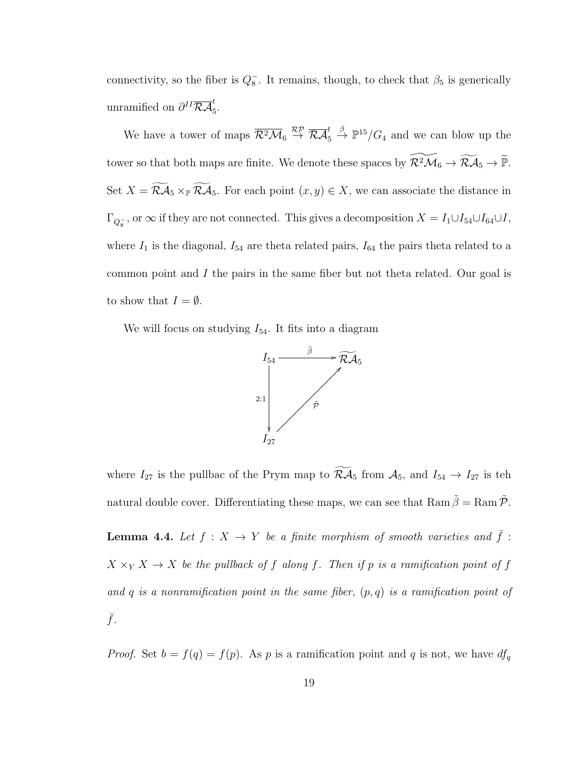connectivity, so the fiber is $Q_8^-$. It remains, though, to check that $\beta_5$ is generically unramified on $\partial^{II}\overline{\mathcal{RA}}_5^t$.

We have a tower of maps $\overline{\mathcal{R}^2\mathcal{M}}_6 \stackrel{\mathcal{RP}}{\to} \overline{\mathcal{RA}}_5^t \stackrel{\beta}{\to} \mathbb{P}^{15}/G_4$ and we can blow up the tower so that both maps are finite. We denote these spaces by $\widetilde{\mathcal{R}^2\mathcal{M}}_6 \to \widetilde{\mathcal{RA}}_5 \to \widetilde{\mathbb{P}}$. Set $X = \widetilde{\mathcal{RA}}_5 \times_{\mathbb{P}} \widetilde{\mathcal{RA}}_5$. For each point $(x, y) \in X$, we can associate the distance in $\Gamma_{Q_8^-}$, or $\infty$ if they are not connected. This gives a decomposition $X = I_1 \cup I_{54} \cup I_{64} \cup I$, where $I_1$ is the diagonal, $I_{54}$ are theta related pairs, $I_{64}$ the pairs theta related to a common point and $I$ the pairs in the same fiber but not theta related. Our goal is to show that $I = \emptyset$.

We will focus on studying $I_{54}$. It fits into a diagram

$$
\begin{array}{ccc}
I_{54} & \xrightarrow{\tilde{\beta}} & \widetilde{\mathcal{RA}}_5 \\
{\scriptstyle 2:1}\downarrow & \nearrow{\scriptstyle \tilde{\mathcal{P}}} & \\
I_{27} & &
\end{array}
$$

where $I_{27}$ is the pullbac of the Prym map to $\widetilde{\mathcal{RA}}_5$ from $\mathcal{A}_5$, and $I_{54} \to I_{27}$ is teh natural double cover. Differentiating these maps, we can see that $\operatorname{Ram} \tilde{\beta} = \operatorname{Ram} \tilde{\mathcal{P}}$.

**Lemma 4.4.** *Let $f : X \to Y$ be a finite morphism of smooth varieties and $\bar{f} : X \times_Y X \to X$ be the pullback of $f$ along $f$. Then if $p$ is a ramification point of $f$ and $q$ is a nonramification point in the same fiber, $(p, q)$ is a ramification point of $\bar{f}$.*

*Proof.* Set $b = f(q) = f(p)$. As $p$ is a ramification point and $q$ is not, we have $df_q$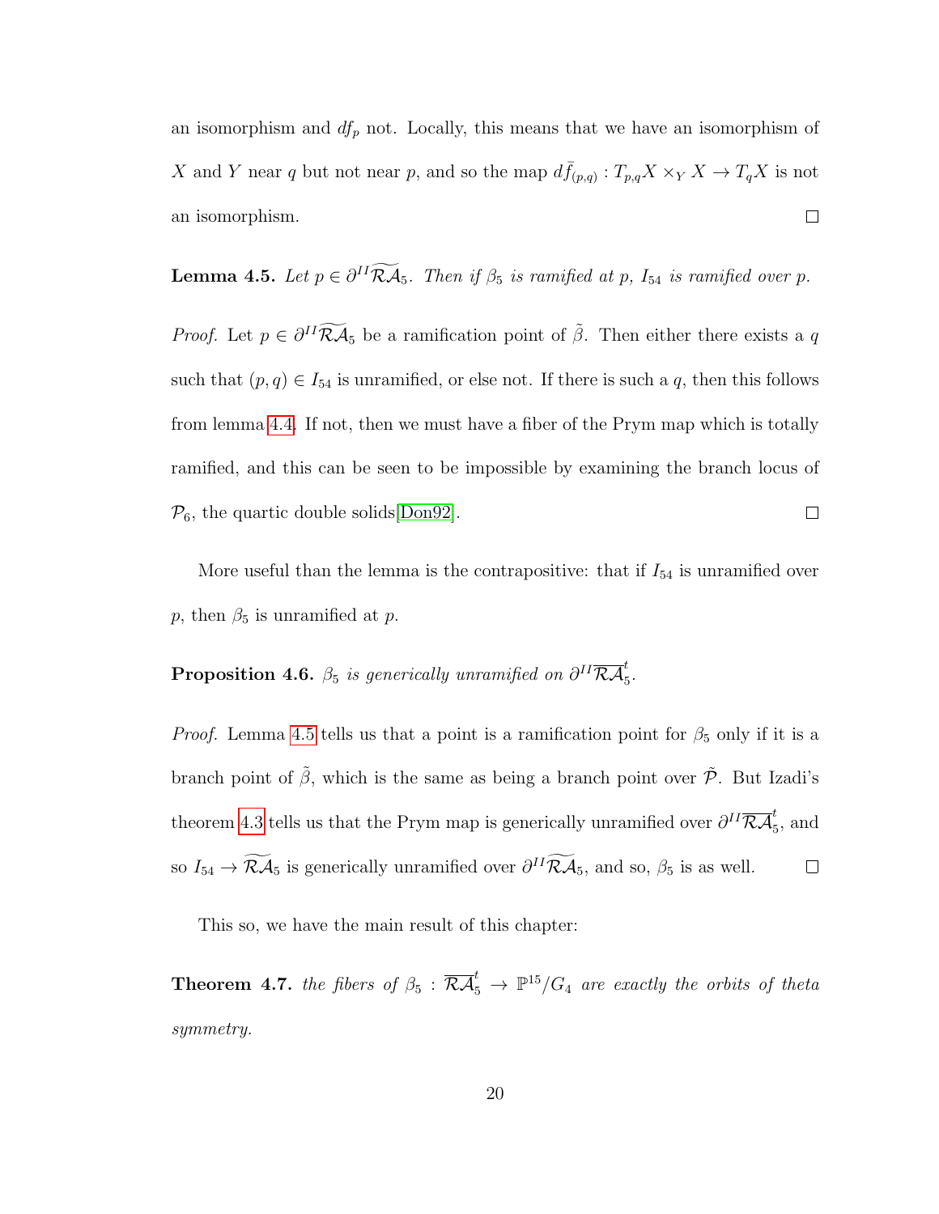an isomorphism and $df_p$ not. Locally, this means that we have an isomorphism of $X$ and $Y$ near $q$ but not near $p$, and so the map $d\bar{f}_{(p,q)} : T_{p,q}X \times_Y X \to T_q X$ is not an isomorphism. □

**Lemma 4.5.** *Let $p \in \partial^{II}\widetilde{\mathcal{RA}}_5$. Then if $\beta_5$ is ramified at $p$, $I_{54}$ is ramified over $p$.*

*Proof.* Let $p \in \partial^{II}\widetilde{\mathcal{RA}}_5$ be a ramification point of $\tilde{\beta}$. Then either there exists a $q$ such that $(p, q) \in I_{54}$ is unramified, or else not. If there is such a $q$, then this follows from lemma 4.4. If not, then we must have a fiber of the Prym map which is totally ramified, and this can be seen to be impossible by examining the branch locus of $\mathcal{P}_6$, the quartic double solids[Don92]. □

More useful than the lemma is the contrapositive: that if $I_{54}$ is unramified over $p$, then $\beta_5$ is unramified at $p$.

**Proposition 4.6.** *$\beta_5$ is generically unramified on $\partial^{II}\overline{\mathcal{RA}}_5^t$.*

*Proof.* Lemma 4.5 tells us that a point is a ramification point for $\beta_5$ only if it is a branch point of $\tilde{\beta}$, which is the same as being a branch point over $\tilde{\mathcal{P}}$. But Izadi's theorem 4.3 tells us that the Prym map is generically unramified over $\partial^{II}\overline{\mathcal{RA}}_5^t$, and so $I_{54} \to \widetilde{\mathcal{RA}}_5$ is generically unramified over $\partial^{II}\widetilde{\mathcal{RA}}_5$, and so, $\beta_5$ is as well. □

This so, we have the main result of this chapter:

**Theorem 4.7.** *the fibers of $\beta_5 : \overline{\mathcal{RA}}_5^t \to \mathbb{P}^{15}/G_4$ are exactly the orbits of theta symmetry.*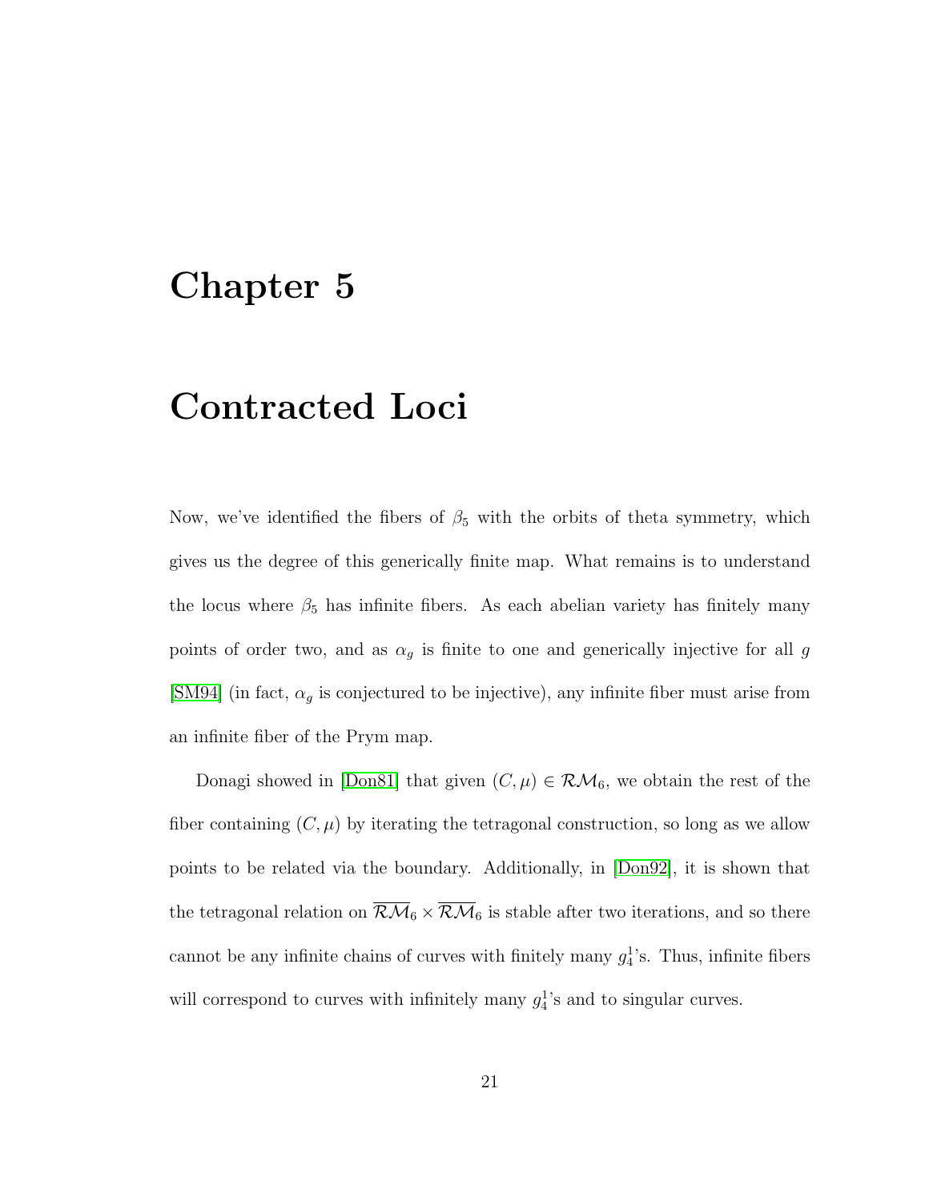# Chapter 5

# Contracted Loci

Now, we've identified the fibers of $\beta_5$ with the orbits of theta symmetry, which gives us the degree of this generically finite map. What remains is to understand the locus where $\beta_5$ has infinite fibers. As each abelian variety has finitely many points of order two, and as $\alpha_g$ is finite to one and generically injective for all $g$ [SM94] (in fact, $\alpha_g$ is conjectured to be injective), any infinite fiber must arise from an infinite fiber of the Prym map.

Donagi showed in [Don81] that given $(C, \mu) \in \mathcal{RM}_6$, we obtain the rest of the fiber containing $(C, \mu)$ by iterating the tetragonal construction, so long as we allow points to be related via the boundary. Additionally, in [Don92], it is shown that the tetragonal relation on $\overline{\mathcal{RM}}_6 \times \overline{\mathcal{RM}}_6$ is stable after two iterations, and so there cannot be any infinite chains of curves with finitely many $g^1_4$'s. Thus, infinite fibers will correspond to curves with infinitely many $g^1_4$'s and to singular curves.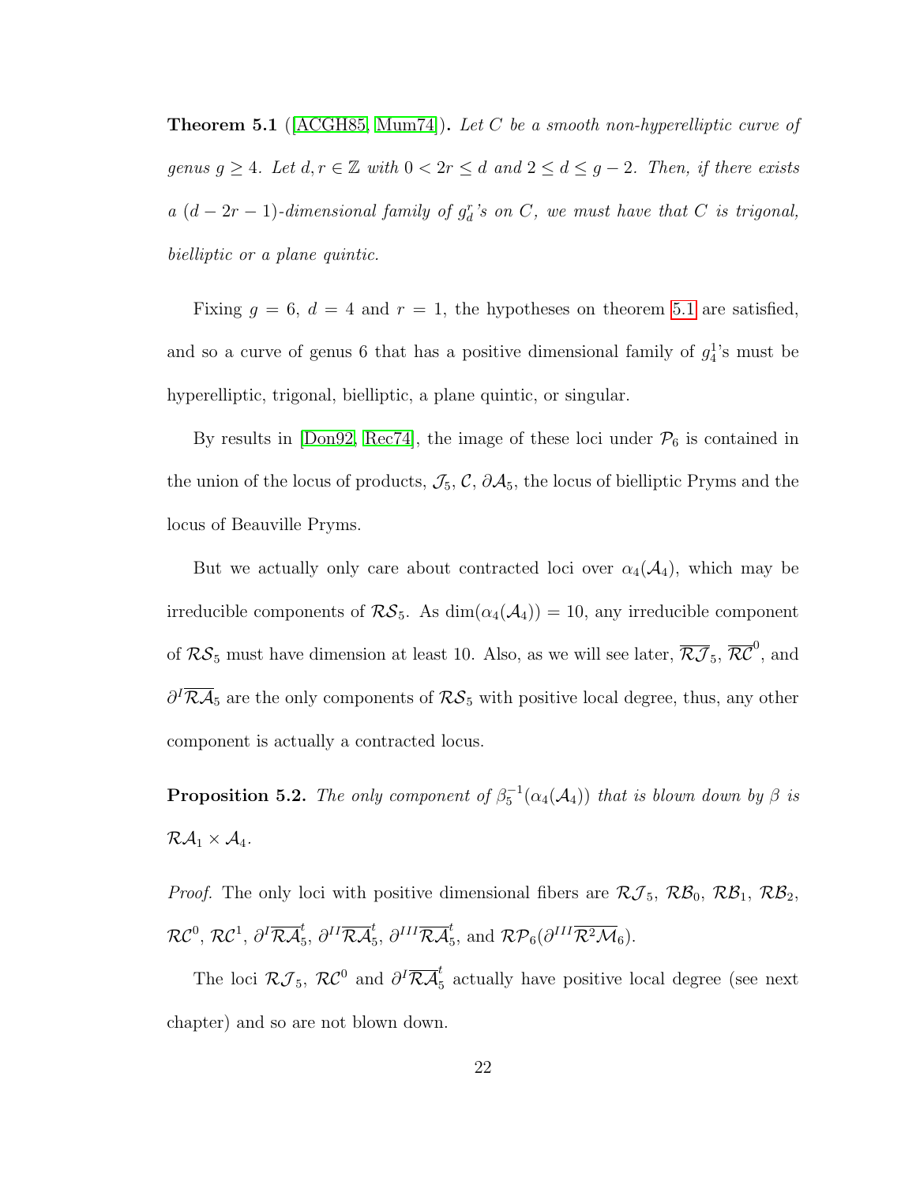**Theorem 5.1** ([ACGH85, Mum74])**.** *Let $C$ be a smooth non-hyperelliptic curve of genus $g \geq 4$. Let $d, r \in \mathbb{Z}$ with $0 < 2r \leq d$ and $2 \leq d \leq g-2$. Then, if there exists a $(d-2r-1)$-dimensional family of $g^r_d$'s on $C$, we must have that $C$ is trigonal, bielliptic or a plane quintic.*

Fixing $g = 6$, $d = 4$ and $r = 1$, the hypotheses on theorem 5.1 are satisfied, and so a curve of genus 6 that has a positive dimensional family of $g^1_4$'s must be hyperelliptic, trigonal, bielliptic, a plane quintic, or singular.

By results in [Don92, Rec74], the image of these loci under $\mathcal{P}_6$ is contained in the union of the locus of products, $\mathcal{J}_5$, $\mathcal{C}$, $\partial\mathcal{A}_5$, the locus of bielliptic Pryms and the locus of Beauville Pryms.

But we actually only care about contracted loci over $\alpha_4(\mathcal{A}_4)$, which may be irreducible components of $\mathcal{RS}_5$. As $\dim(\alpha_4(\mathcal{A}_4)) = 10$, any irreducible component of $\mathcal{RS}_5$ must have dimension at least 10. Also, as we will see later, $\overline{\mathcal{RJ}}_5$, $\overline{\mathcal{RC}}^0$, and $\partial^I\overline{\mathcal{RA}}_5$ are the only components of $\mathcal{RS}_5$ with positive local degree, thus, any other component is actually a contracted locus.

**Proposition 5.2.** *The only component of $\beta_5^{-1}(\alpha_4(\mathcal{A}_4))$ that is blown down by $\beta$ is $\mathcal{RA}_1 \times \mathcal{A}_4$.*

*Proof.* The only loci with positive dimensional fibers are $\mathcal{RJ}_5$, $\mathcal{RB}_0$, $\mathcal{RB}_1$, $\mathcal{RB}_2$, $\mathcal{RC}^0$, $\mathcal{RC}^1$, $\partial^I\overline{\mathcal{RA}}^t_5$, $\partial^{II}\overline{\mathcal{RA}}^t_5$, $\partial^{III}\overline{\mathcal{RA}}^t_5$, and $\mathcal{RP}_6(\partial^{III}\overline{\mathcal{R}^2\mathcal{M}}_6)$.

The loci $\mathcal{RJ}_5$, $\mathcal{RC}^0$ and $\partial^I\overline{\mathcal{RA}}^t_5$ actually have positive local degree (see next chapter) and so are not blown down.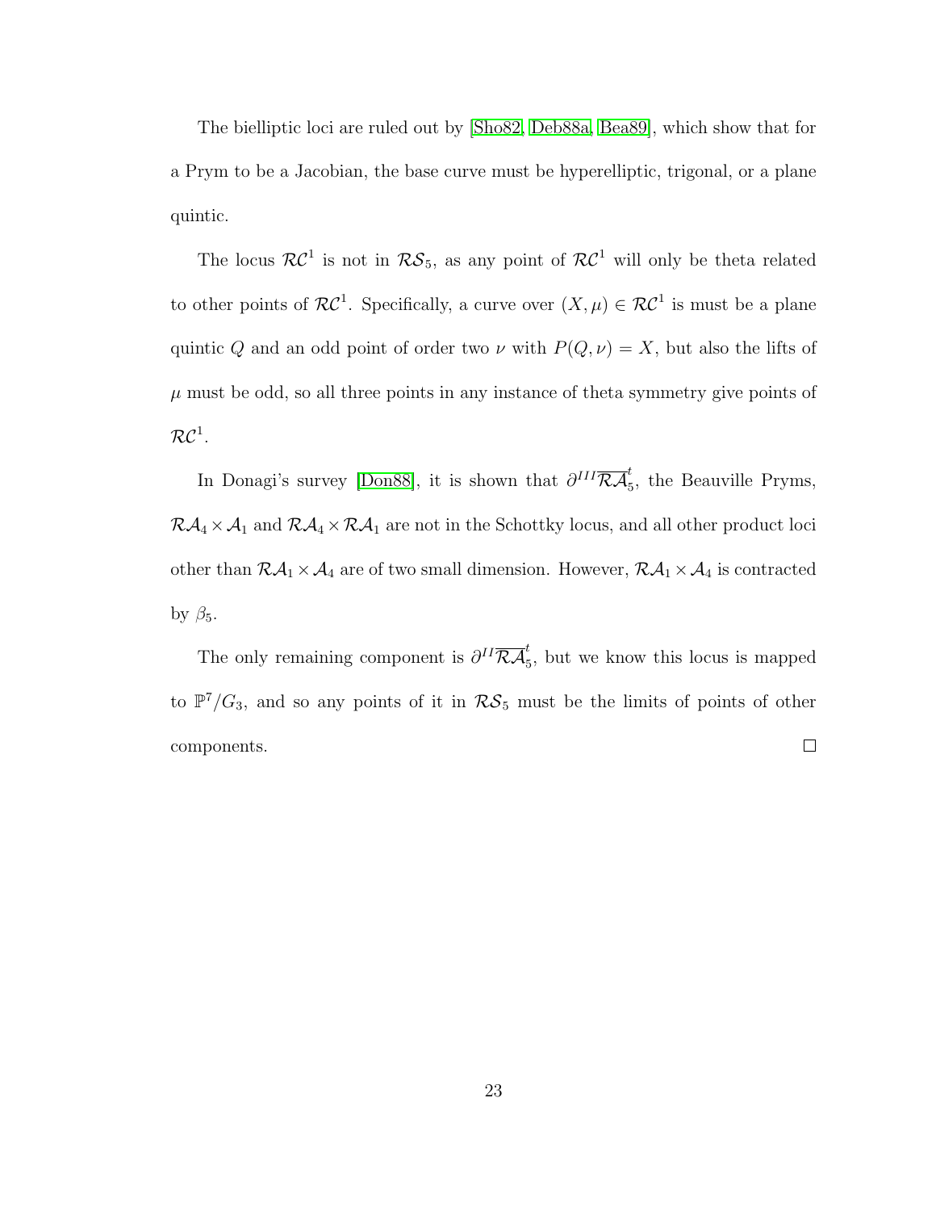The bielliptic loci are ruled out by [Sho82, Deb88a, Bea89], which show that for a Prym to be a Jacobian, the base curve must be hyperelliptic, trigonal, or a plane quintic.

The locus $\mathcal{RC}^1$ is not in $\mathcal{RS}_5$, as any point of $\mathcal{RC}^1$ will only be theta related to other points of $\mathcal{RC}^1$. Specifically, a curve over $(X, \mu) \in \mathcal{RC}^1$ is must be a plane quintic $Q$ and an odd point of order two $\nu$ with $P(Q, \nu) = X$, but also the lifts of $\mu$ must be odd, so all three points in any instance of theta symmetry give points of $\mathcal{RC}^1$.

In Donagi's survey [Don88], it is shown that $\partial^{III}\overline{\mathcal{RA}}_5^t$, the Beauville Pryms, $\mathcal{RA}_4 \times \mathcal{A}_1$ and $\mathcal{RA}_4 \times \mathcal{RA}_1$ are not in the Schottky locus, and all other product loci other than $\mathcal{RA}_1 \times \mathcal{A}_4$ are of two small dimension. However, $\mathcal{RA}_1 \times \mathcal{A}_4$ is contracted by $\beta_5$.

The only remaining component is $\partial^{II}\overline{\mathcal{RA}}_5^t$, but we know this locus is mapped to $\mathbb{P}^7/G_3$, and so any points of it in $\mathcal{RS}_5$ must be the limits of points of other components. □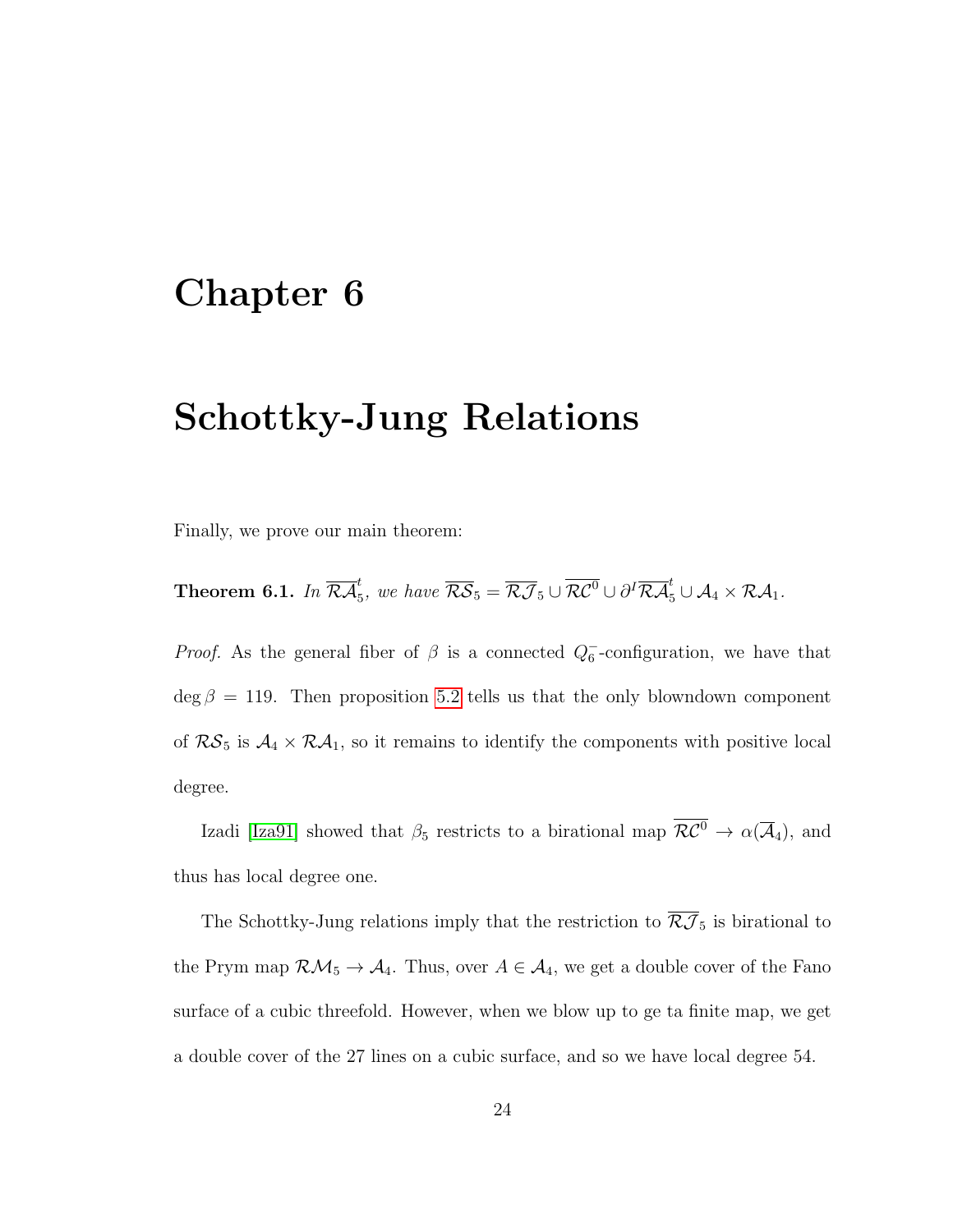# Chapter 6

# Schottky-Jung Relations

Finally, we prove our main theorem:

**Theorem 6.1.** *In $\overline{\mathcal{RA}}_5^t$, we have $\overline{\mathcal{RS}}_5 = \overline{\mathcal{RJ}}_5 \cup \overline{\mathcal{RC}^0} \cup \partial^I \overline{\mathcal{RA}}_5^t \cup \mathcal{A}_4 \times \mathcal{RA}_1$.*

*Proof.* As the general fiber of $\beta$ is a connected $Q_6^-$-configuration, we have that $\deg \beta = 119$. Then proposition 5.2 tells us that the only blowndown component of $\mathcal{RS}_5$ is $\mathcal{A}_4 \times \mathcal{RA}_1$, so it remains to identify the components with positive local degree.

Izadi [Iza91] showed that $\beta_5$ restricts to a birational map $\overline{\mathcal{RC}^0} \to \alpha(\overline{\mathcal{A}}_4)$, and thus has local degree one.

The Schottky-Jung relations imply that the restriction to $\overline{\mathcal{RJ}}_5$ is birational to the Prym map $\mathcal{RM}_5 \to \mathcal{A}_4$. Thus, over $A \in \mathcal{A}_4$, we get a double cover of the Fano surface of a cubic threefold. However, when we blow up to ge ta finite map, we get a double cover of the 27 lines on a cubic surface, and so we have local degree 54.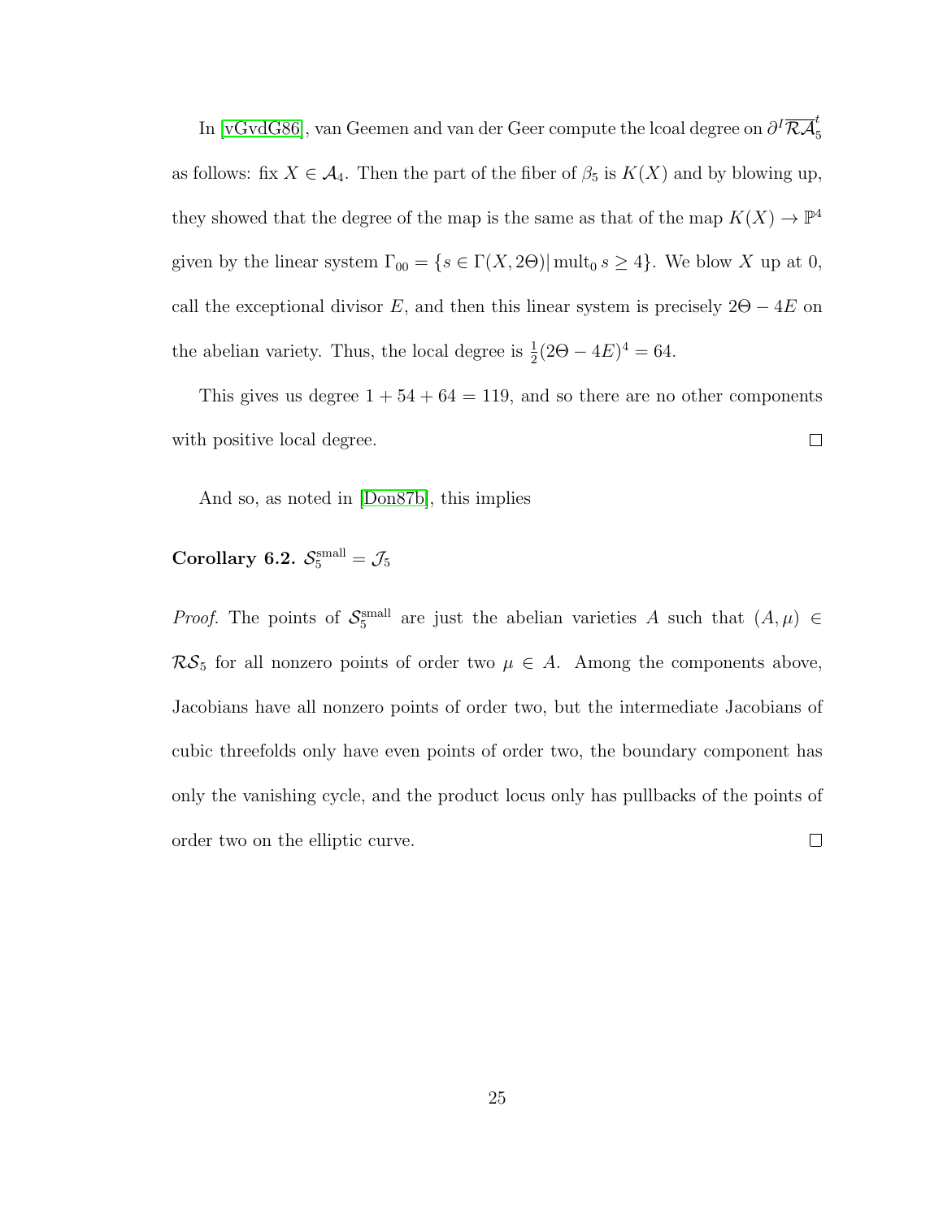In [vGvdG86], van Geemen and van der Geer compute the lcoal degree on $\partial^I \overline{\mathcal{RA}}_5^t$ as follows: fix $X \in \mathcal{A}_4$. Then the part of the fiber of $\beta_5$ is $K(X)$ and by blowing up, they showed that the degree of the map is the same as that of the map $K(X) \to \mathbb{P}^4$ given by the linear system $\Gamma_{00} = \{s \in \Gamma(X, 2\Theta) |\, \mathrm{mult}_0\, s \geq 4\}$. We blow $X$ up at 0, call the exceptional divisor $E$, and then this linear system is precisely $2\Theta - 4E$ on the abelian variety. Thus, the local degree is $\frac{1}{2}(2\Theta - 4E)^4 = 64$.

This gives us degree $1 + 54 + 64 = 119$, and so there are no other components with positive local degree. □

And so, as noted in [Don87b], this implies

**Corollary 6.2.** $\mathcal{S}_5^{\mathrm{small}} = \mathcal{J}_5$

*Proof.* The points of $\mathcal{S}_5^{\mathrm{small}}$ are just the abelian varieties $A$ such that $(A, \mu) \in \mathcal{RS}_5$ for all nonzero points of order two $\mu \in A$. Among the components above, Jacobians have all nonzero points of order two, but the intermediate Jacobians of cubic threefolds only have even points of order two, the boundary component has only the vanishing cycle, and the product locus only has pullbacks of the points of order two on the elliptic curve. □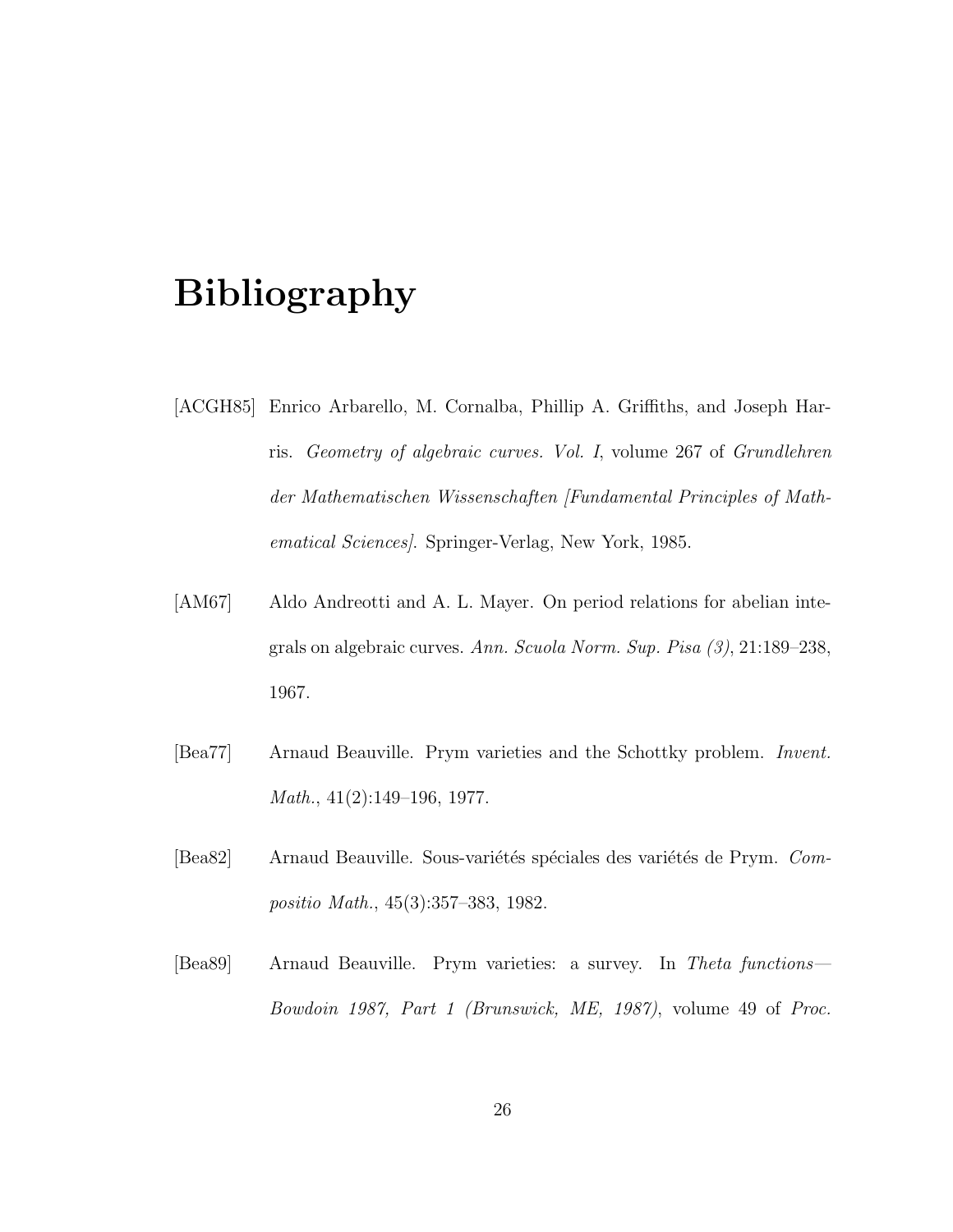# Bibliography

[ACGH85] Enrico Arbarello, M. Cornalba, Phillip A. Griffiths, and Joseph Harris. *Geometry of algebraic curves. Vol. I*, volume 267 of *Grundlehren der Mathematischen Wissenschaften [Fundamental Principles of Mathematical Sciences]*. Springer-Verlag, New York, 1985.

[AM67] Aldo Andreotti and A. L. Mayer. On period relations for abelian integrals on algebraic curves. *Ann. Scuola Norm. Sup. Pisa (3)*, 21:189–238, 1967.

[Bea77] Arnaud Beauville. Prym varieties and the Schottky problem. *Invent. Math.*, 41(2):149–196, 1977.

[Bea82] Arnaud Beauville. Sous-variétés spéciales des variétés de Prym. *Compositio Math.*, 45(3):357–383, 1982.

[Bea89] Arnaud Beauville. Prym varieties: a survey. In *Theta functions—Bowdoin 1987, Part 1 (Brunswick, ME, 1987)*, volume 49 of *Proc.*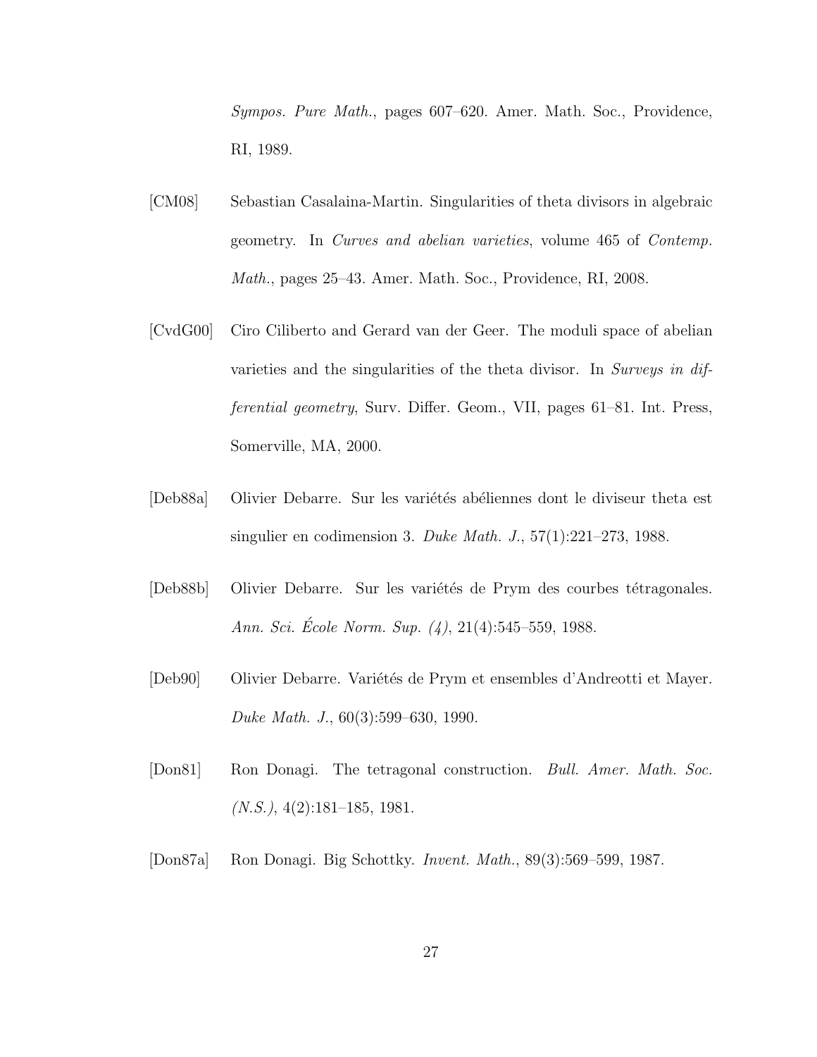*Sympos. Pure Math.*, pages 607–620. Amer. Math. Soc., Providence, RI, 1989.

[CM08] Sebastian Casalaina-Martin. Singularities of theta divisors in algebraic geometry. In *Curves and abelian varieties*, volume 465 of *Contemp. Math.*, pages 25–43. Amer. Math. Soc., Providence, RI, 2008.

[CvdG00] Ciro Ciliberto and Gerard van der Geer. The moduli space of abelian varieties and the singularities of the theta divisor. In *Surveys in differential geometry*, Surv. Differ. Geom., VII, pages 61–81. Int. Press, Somerville, MA, 2000.

[Deb88a] Olivier Debarre. Sur les variétés abéliennes dont le diviseur theta est singulier en codimension 3. *Duke Math. J.*, 57(1):221–273, 1988.

[Deb88b] Olivier Debarre. Sur les variétés de Prym des courbes tétragonales. *Ann. Sci. École Norm. Sup. (4)*, 21(4):545–559, 1988.

[Deb90] Olivier Debarre. Variétés de Prym et ensembles d'Andreotti et Mayer. *Duke Math. J.*, 60(3):599–630, 1990.

[Don81] Ron Donagi. The tetragonal construction. *Bull. Amer. Math. Soc. (N.S.)*, 4(2):181–185, 1981.

[Don87a] Ron Donagi. Big Schottky. *Invent. Math.*, 89(3):569–599, 1987.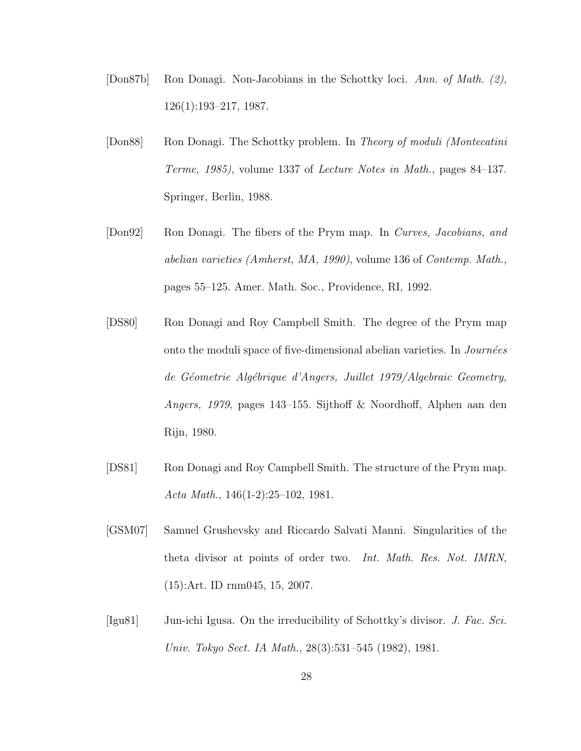[Don87b] Ron Donagi. Non-Jacobians in the Schottky loci. *Ann. of Math. (2)*, 126(1):193–217, 1987.

[Don88] Ron Donagi. The Schottky problem. In *Theory of moduli (Montecatini Terme, 1985)*, volume 1337 of *Lecture Notes in Math.*, pages 84–137. Springer, Berlin, 1988.

[Don92] Ron Donagi. The fibers of the Prym map. In *Curves, Jacobians, and abelian varieties (Amherst, MA, 1990)*, volume 136 of *Contemp. Math.*, pages 55–125. Amer. Math. Soc., Providence, RI, 1992.

[DS80] Ron Donagi and Roy Campbell Smith. The degree of the Prym map onto the moduli space of five-dimensional abelian varieties. In *Journées de Géometrie Algébrique d'Angers, Juillet 1979/Algebraic Geometry, Angers, 1979*, pages 143–155. Sijthoff & Noordhoff, Alphen aan den Rijn, 1980.

[DS81] Ron Donagi and Roy Campbell Smith. The structure of the Prym map. *Acta Math.*, 146(1-2):25–102, 1981.

[GSM07] Samuel Grushevsky and Riccardo Salvati Manni. Singularities of the theta divisor at points of order two. *Int. Math. Res. Not. IMRN*, (15):Art. ID rnm045, 15, 2007.

[Igu81] Jun-ichi Igusa. On the irreducibility of Schottky's divisor. *J. Fac. Sci. Univ. Tokyo Sect. IA Math.*, 28(3):531–545 (1982), 1981.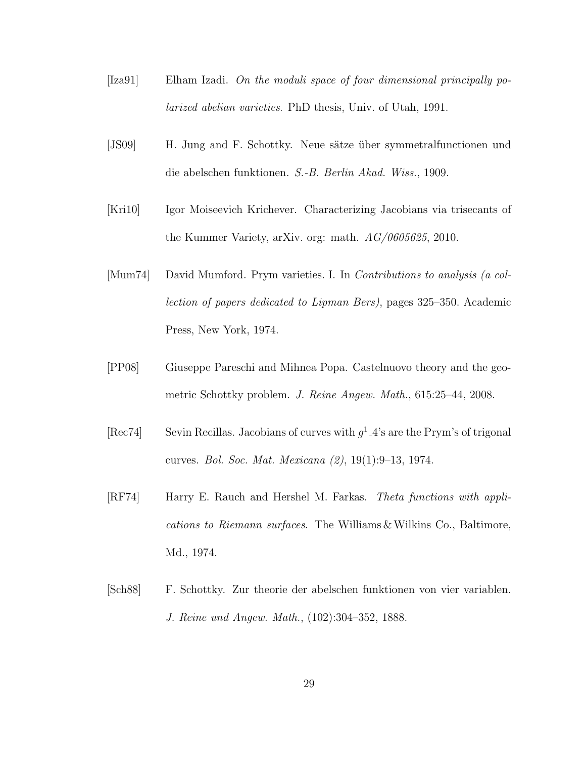[Iza91] Elham Izadi. *On the moduli space of four dimensional principally polarized abelian varieties*. PhD thesis, Univ. of Utah, 1991.

[JS09] H. Jung and F. Schottky. Neue sätze über symmetralfunctionen und die abelschen funktionen. *S.-B. Berlin Akad. Wiss.*, 1909.

[Kri10] Igor Moiseevich Krichever. Characterizing Jacobians via trisecants of the Kummer Variety, arXiv. org: math. *AG/0605625*, 2010.

[Mum74] David Mumford. Prym varieties. I. In *Contributions to analysis (a collection of papers dedicated to Lipman Bers)*, pages 325–350. Academic Press, New York, 1974.

[PP08] Giuseppe Pareschi and Mihnea Popa. Castelnuovo theory and the geometric Schottky problem. *J. Reine Angew. Math.*, 615:25–44, 2008.

[Rec74] Sevin Recillas. Jacobians of curves with $g^1\_4$'s are the Prym's of trigonal curves. *Bol. Soc. Mat. Mexicana (2)*, 19(1):9–13, 1974.

[RF74] Harry E. Rauch and Hershel M. Farkas. *Theta functions with applications to Riemann surfaces*. The Williams & Wilkins Co., Baltimore, Md., 1974.

[Sch88] F. Schottky. Zur theorie der abelschen funktionen von vier variablen. *J. Reine und Angew. Math.*, (102):304–352, 1888.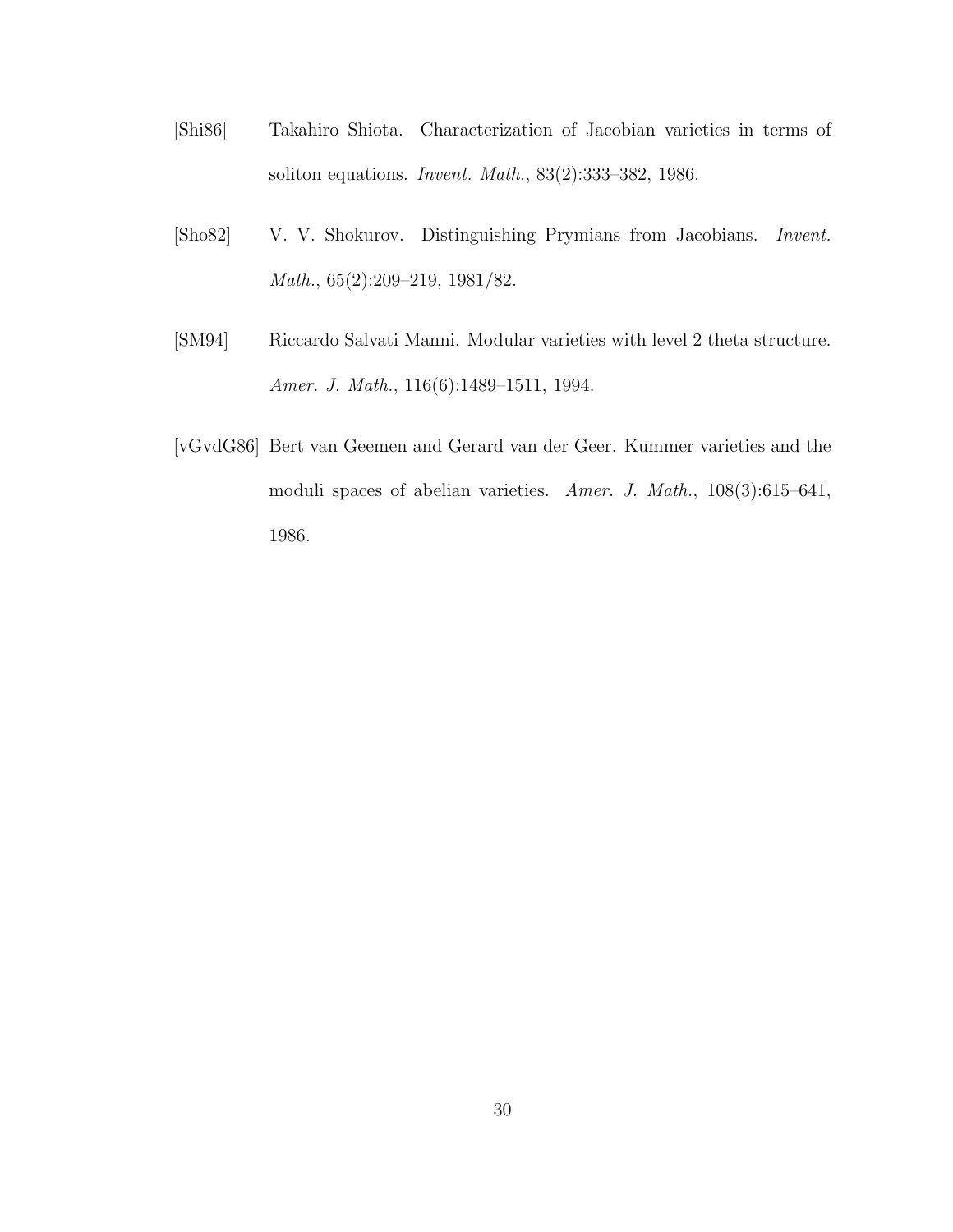[Shi86] Takahiro Shiota. Characterization of Jacobian varieties in terms of soliton equations. *Invent. Math.*, 83(2):333–382, 1986.

[Sho82] V. V. Shokurov. Distinguishing Prymians from Jacobians. *Invent. Math.*, 65(2):209–219, 1981/82.

[SM94] Riccardo Salvati Manni. Modular varieties with level 2 theta structure. *Amer. J. Math.*, 116(6):1489–1511, 1994.

[vGvdG86] Bert van Geemen and Gerard van der Geer. Kummer varieties and the moduli spaces of abelian varieties. *Amer. J. Math.*, 108(3):615–641, 1986.